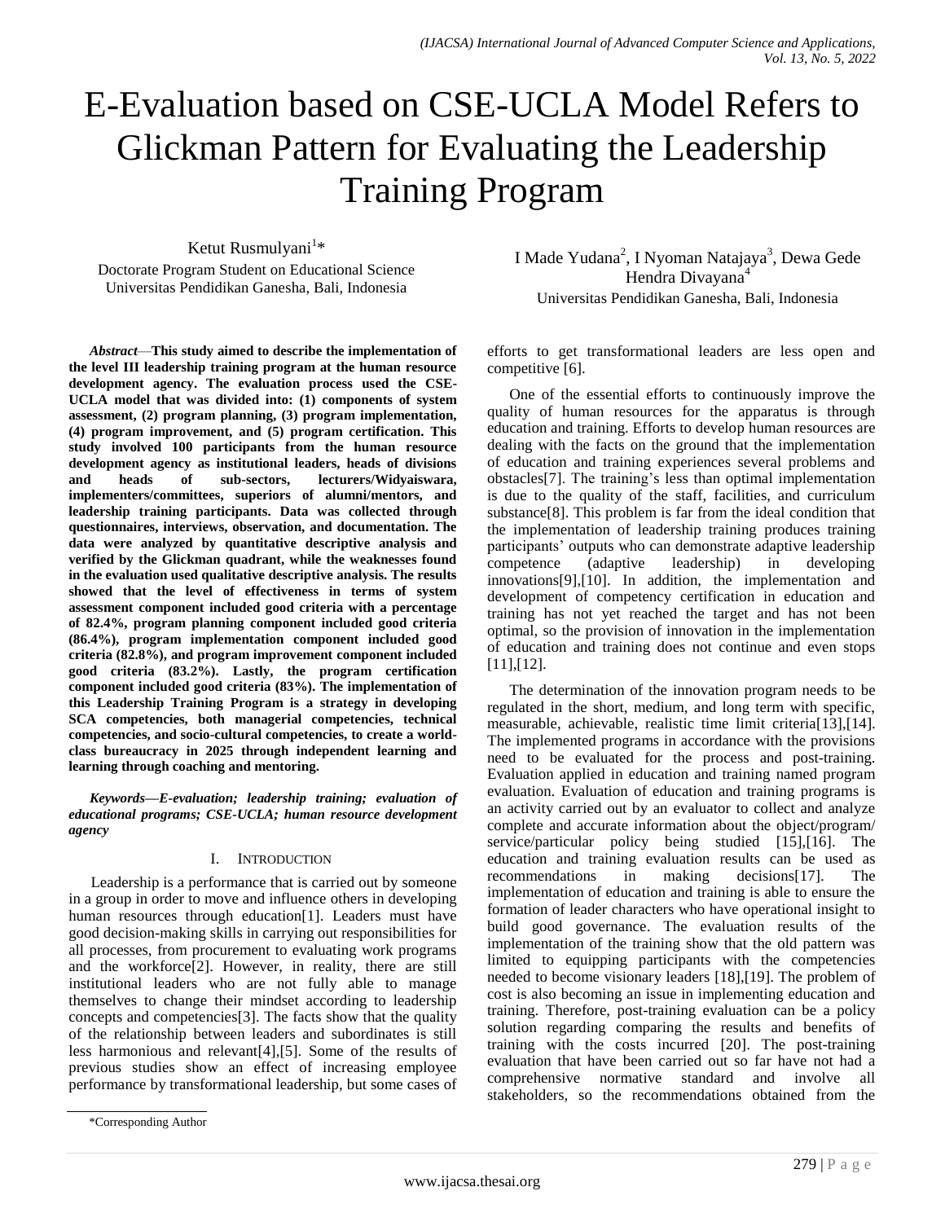# E-Evaluation based on CSE-UCLA Model Refers to Glickman Pattern for Evaluating the Leadership Training Program

Ketut Rusmulyani[1]*
Doctorate Program Student on Educational Science
Universitas Pendidikan Ganesha, Bali, Indonesia

I Made Yudana[2], I Nyoman Natajaya[3], Dewa Gede Hendra Divayana[4]
Universitas Pendidikan Ganesha, Bali, Indonesia

***Abstract*—This study aimed to describe the implementation of the level III leadership training program at the human resource development agency. The evaluation process used the CSE-UCLA model that was divided into: (1) components of system assessment, (2) program planning, (3) program implementation, (4) program improvement, and (5) program certification. This study involved 100 participants from the human resource development agency as institutional leaders, heads of divisions and heads of sub-sectors, lecturers/Widyaiswara, implementers/committees, superiors of alumni/mentors, and leadership training participants. Data was collected through questionnaires, interviews, observation, and documentation. The data were analyzed by quantitative descriptive analysis and verified by the Glickman quadrant, while the weaknesses found in the evaluation used qualitative descriptive analysis. The results showed that the level of effectiveness in terms of system assessment component included good criteria with a percentage of 82.4%, program planning component included good criteria (86.4%), program implementation component included good criteria (82.8%), and program improvement component included good criteria (83.2%). Lastly, the program certification component included good criteria (83%). The implementation of this Leadership Training Program is a strategy in developing SCA competencies, both managerial competencies, technical competencies, and socio-cultural competencies, to create a world-class bureaucracy in 2025 through independent learning and learning through coaching and mentoring.**

***Keywords—E-evaluation; leadership training; evaluation of educational programs; CSE-UCLA; human resource development agency***

## I. Introduction

Leadership is a performance that is carried out by someone in a group in order to move and influence others in developing human resources through education[1]. Leaders must have good decision-making skills in carrying out responsibilities for all processes, from procurement to evaluating work programs and the workforce[2]. However, in reality, there are still institutional leaders who are not fully able to manage themselves to change their mindset according to leadership concepts and competencies[3]. The facts show that the quality of the relationship between leaders and subordinates is still less harmonious and relevant[4],[5]. Some of the results of previous studies show an effect of increasing employee performance by transformational leadership, but some cases of efforts to get transformational leaders are less open and competitive [6].

One of the essential efforts to continuously improve the quality of human resources for the apparatus is through education and training. Efforts to develop human resources are dealing with the facts on the ground that the implementation of education and training experiences several problems and obstacles[7]. The training's less than optimal implementation is due to the quality of the staff, facilities, and curriculum substance[8]. This problem is far from the ideal condition that the implementation of leadership training produces training participants' outputs who can demonstrate adaptive leadership competence (adaptive leadership) in developing innovations[9],[10]. In addition, the implementation and development of competency certification in education and training has not yet reached the target and has not been optimal, so the provision of innovation in the implementation of education and training does not continue and even stops [11],[12].

The determination of the innovation program needs to be regulated in the short, medium, and long term with specific, measurable, achievable, realistic time limit criteria[13],[14]. The implemented programs in accordance with the provisions need to be evaluated for the process and post-training. Evaluation applied in education and training named program evaluation. Evaluation of education and training programs is an activity carried out by an evaluator to collect and analyze complete and accurate information about the object/program/service/particular policy being studied [15],[16]. The education and training evaluation results can be used as recommendations in making decisions[17]. The implementation of education and training is able to ensure the formation of leader characters who have operational insight to build good governance. The evaluation results of the implementation of the training show that the old pattern was limited to equipping participants with the competencies needed to become visionary leaders [18],[19]. The problem of cost is also becoming an issue in implementing education and training. Therefore, post-training evaluation can be a policy solution regarding comparing the results and benefits of training with the costs incurred [20]. The post-training evaluation that have been carried out so far have not had a comprehensive normative standard and involve all stakeholders, so the recommendations obtained from the

*Corresponding Author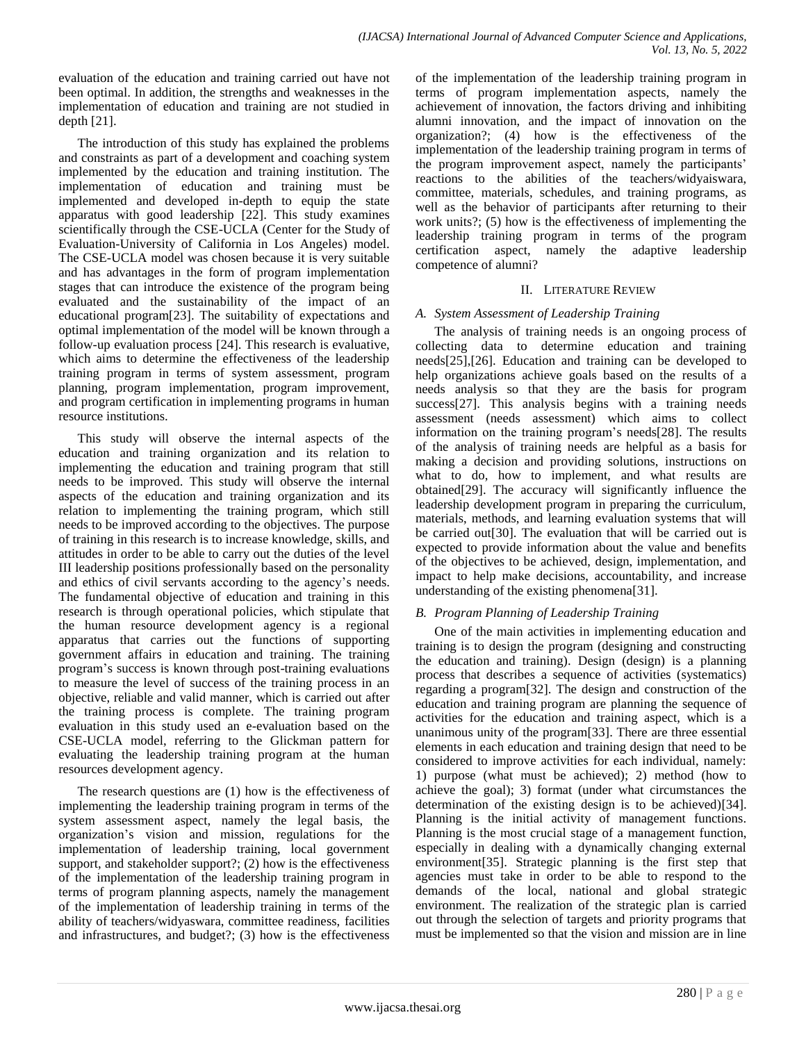evaluation of the education and training carried out have not been optimal. In addition, the strengths and weaknesses in the implementation of education and training are not studied in depth [21].

The introduction of this study has explained the problems and constraints as part of a development and coaching system implemented by the education and training institution. The implementation of education and training must be implemented and developed in-depth to equip the state apparatus with good leadership [22]. This study examines scientifically through the CSE-UCLA (Center for the Study of Evaluation-University of California in Los Angeles) model. The CSE-UCLA model was chosen because it is very suitable and has advantages in the form of program implementation stages that can introduce the existence of the program being evaluated and the sustainability of the impact of an educational program[23]. The suitability of expectations and optimal implementation of the model will be known through a follow-up evaluation process [24]. This research is evaluative, which aims to determine the effectiveness of the leadership training program in terms of system assessment, program planning, program implementation, program improvement, and program certification in implementing programs in human resource institutions.

This study will observe the internal aspects of the education and training organization and its relation to implementing the education and training program that still needs to be improved. This study will observe the internal aspects of the education and training organization and its relation to implementing the training program, which still needs to be improved according to the objectives. The purpose of training in this research is to increase knowledge, skills, and attitudes in order to be able to carry out the duties of the level III leadership positions professionally based on the personality and ethics of civil servants according to the agency's needs. The fundamental objective of education and training in this research is through operational policies, which stipulate that the human resource development agency is a regional apparatus that carries out the functions of supporting government affairs in education and training. The training program's success is known through post-training evaluations to measure the level of success of the training process in an objective, reliable and valid manner, which is carried out after the training process is complete. The training program evaluation in this study used an e-evaluation based on the CSE-UCLA model, referring to the Glickman pattern for evaluating the leadership training program at the human resources development agency.

The research questions are (1) how is the effectiveness of implementing the leadership training program in terms of the system assessment aspect, namely the legal basis, the organization's vision and mission, regulations for the implementation of leadership training, local government support, and stakeholder support?; (2) how is the effectiveness of the implementation of the leadership training program in terms of program planning aspects, namely the management of the implementation of leadership training in terms of the ability of teachers/widyaswara, committee readiness, facilities and infrastructures, and budget?; (3) how is the effectiveness of the implementation of the leadership training program in terms of program implementation aspects, namely the achievement of innovation, the factors driving and inhibiting alumni innovation, and the impact of innovation on the organization?; (4) how is the effectiveness of the implementation of the leadership training program in terms of the program improvement aspect, namely the participants' reactions to the abilities of the teachers/widyaiswara, committee, materials, schedules, and training programs, as well as the behavior of participants after returning to their work units?; (5) how is the effectiveness of implementing the leadership training program in terms of the program certification aspect, namely the adaptive leadership competence of alumni?

## II. Literature Review

### A. System Assessment of Leadership Training

The analysis of training needs is an ongoing process of collecting data to determine education and training needs[25],[26]. Education and training can be developed to help organizations achieve goals based on the results of a needs analysis so that they are the basis for program success[27]. This analysis begins with a training needs assessment (needs assessment) which aims to collect information on the training program's needs[28]. The results of the analysis of training needs are helpful as a basis for making a decision and providing solutions, instructions on what to do, how to implement, and what results are obtained[29]. The accuracy will significantly influence the leadership development program in preparing the curriculum, materials, methods, and learning evaluation systems that will be carried out[30]. The evaluation that will be carried out is expected to provide information about the value and benefits of the objectives to be achieved, design, implementation, and impact to help make decisions, accountability, and increase understanding of the existing phenomena[31].

### B. Program Planning of Leadership Training

One of the main activities in implementing education and training is to design the program (designing and constructing the education and training). Design (design) is a planning process that describes a sequence of activities (systematics) regarding a program[32]. The design and construction of the education and training program are planning the sequence of activities for the education and training aspect, which is a unanimous unity of the program[33]. There are three essential elements in each education and training design that need to be considered to improve activities for each individual, namely: 1) purpose (what must be achieved); 2) method (how to achieve the goal); 3) format (under what circumstances the determination of the existing design is to be achieved)[34]. Planning is the initial activity of management functions. Planning is the most crucial stage of a management function, especially in dealing with a dynamically changing external environment[35]. Strategic planning is the first step that agencies must take in order to be able to respond to the demands of the local, national and global strategic environment. The realization of the strategic plan is carried out through the selection of targets and priority programs that must be implemented so that the vision and mission are in line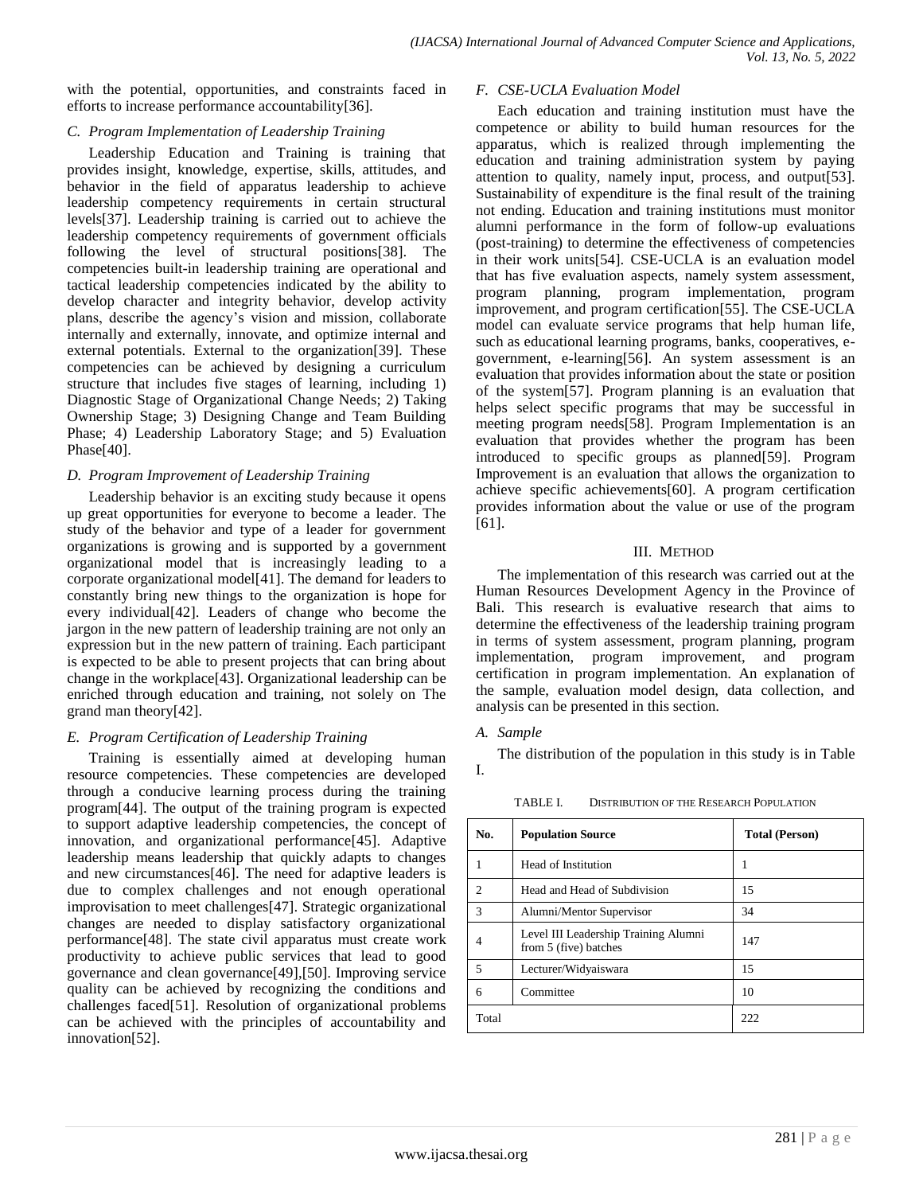with the potential, opportunities, and constraints faced in efforts to increase performance accountability[36].

### C. Program Implementation of Leadership Training

Leadership Education and Training is training that provides insight, knowledge, expertise, skills, attitudes, and behavior in the field of apparatus leadership to achieve leadership competency requirements in certain structural levels[37]. Leadership training is carried out to achieve the leadership competency requirements of government officials following the level of structural positions[38]. The competencies built-in leadership training are operational and tactical leadership competencies indicated by the ability to develop character and integrity behavior, develop activity plans, describe the agency's vision and mission, collaborate internally and externally, innovate, and optimize internal and external potentials. External to the organization[39]. These competencies can be achieved by designing a curriculum structure that includes five stages of learning, including 1) Diagnostic Stage of Organizational Change Needs; 2) Taking Ownership Stage; 3) Designing Change and Team Building Phase; 4) Leadership Laboratory Stage; and 5) Evaluation Phase[40].

### D. Program Improvement of Leadership Training

Leadership behavior is an exciting study because it opens up great opportunities for everyone to become a leader. The study of the behavior and type of a leader for government organizations is growing and is supported by a government organizational model that is increasingly leading to a corporate organizational model[41]. The demand for leaders to constantly bring new things to the organization is hope for every individual[42]. Leaders of change who become the jargon in the new pattern of leadership training are not only an expression but in the new pattern of training. Each participant is expected to be able to present projects that can bring about change in the workplace[43]. Organizational leadership can be enriched through education and training, not solely on The grand man theory[42].

### E. Program Certification of Leadership Training

Training is essentially aimed at developing human resource competencies. These competencies are developed through a conducive learning process during the training program[44]. The output of the training program is expected to support adaptive leadership competencies, the concept of innovation, and organizational performance[45]. Adaptive leadership means leadership that quickly adapts to changes and new circumstances[46]. The need for adaptive leaders is due to complex challenges and not enough operational improvisation to meet challenges[47]. Strategic organizational changes are needed to display satisfactory organizational performance[48]. The state civil apparatus must create work productivity to achieve public services that lead to good governance and clean governance[49],[50]. Improving service quality can be achieved by recognizing the conditions and challenges faced[51]. Resolution of organizational problems can be achieved with the principles of accountability and innovation[52].

### F. CSE-UCLA Evaluation Model

Each education and training institution must have the competence or ability to build human resources for the apparatus, which is realized through implementing the education and training administration system by paying attention to quality, namely input, process, and output[53]. Sustainability of expenditure is the final result of the training not ending. Education and training institutions must monitor alumni performance in the form of follow-up evaluations (post-training) to determine the effectiveness of competencies in their work units[54]. CSE-UCLA is an evaluation model that has five evaluation aspects, namely system assessment, program planning, program implementation, program improvement, and program certification[55]. The CSE-UCLA model can evaluate service programs that help human life, such as educational learning programs, banks, cooperatives, e-government, e-learning[56]. An system assessment is an evaluation that provides information about the state or position of the system[57]. Program planning is an evaluation that helps select specific programs that may be successful in meeting program needs[58]. Program Implementation is an evaluation that provides whether the program has been introduced to specific groups as planned[59]. Program Improvement is an evaluation that allows the organization to achieve specific achievements[60]. A program certification provides information about the value or use of the program [61].

## III. Method

The implementation of this research was carried out at the Human Resources Development Agency in the Province of Bali. This research is evaluative research that aims to determine the effectiveness of the leadership training program in terms of system assessment, program planning, program implementation, program improvement, and program certification in program implementation. An explanation of the sample, evaluation model design, data collection, and analysis can be presented in this section.

### A. Sample

The distribution of the population in this study is in Table I.

TABLE I. Distribution of the Research Population

| No. | Population Source | Total (Person) |
|---|---|---|
| 1 | Head of Institution | 1 |
| 2 | Head and Head of Subdivision | 15 |
| 3 | Alumni/Mentor Supervisor | 34 |
| 4 | Level III Leadership Training Alumni from 5 (five) batches | 147 |
| 5 | Lecturer/Widyaiswara | 15 |
| 6 | Committee | 10 |
| Total | | 222 |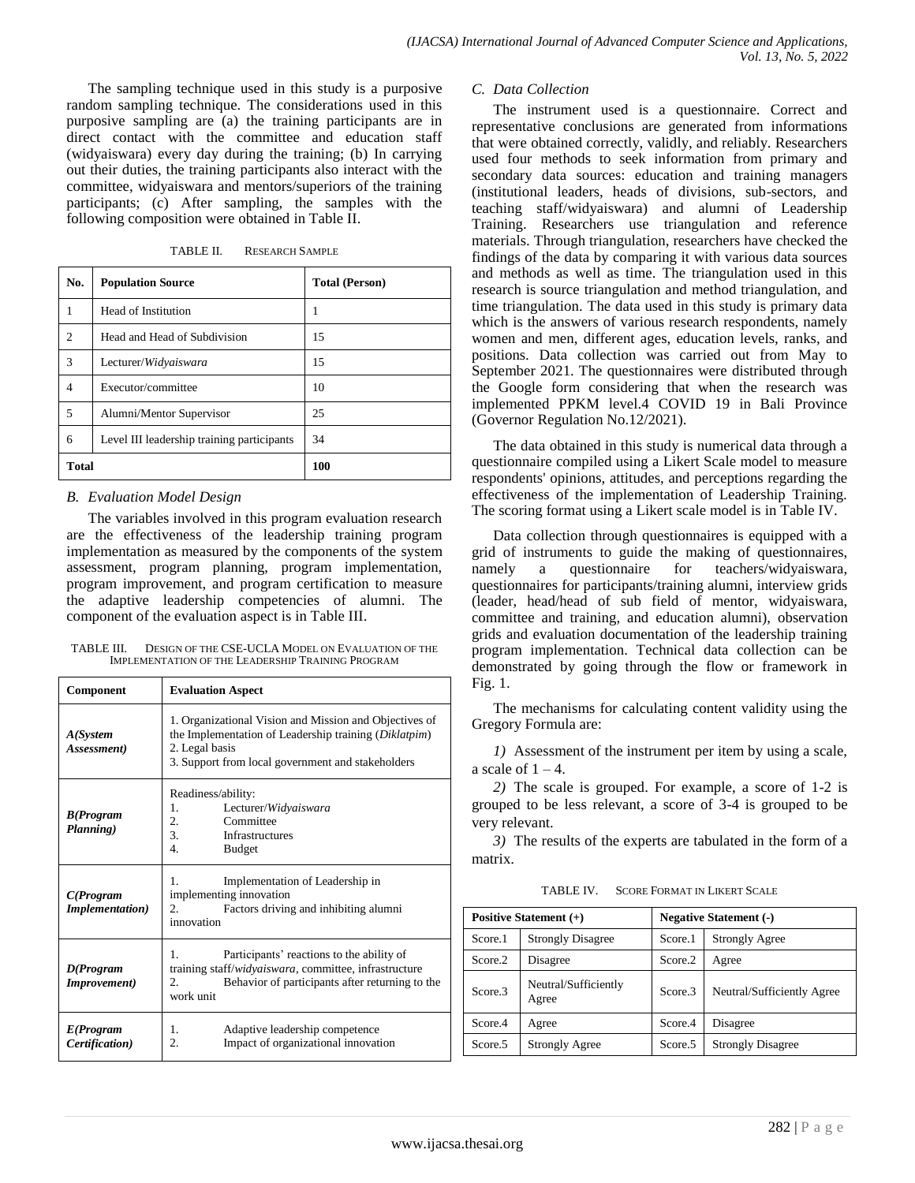The sampling technique used in this study is a purposive random sampling technique. The considerations used in this purposive sampling are (a) the training participants are in direct contact with the committee and education staff (widyaiswara) every day during the training; (b) In carrying out their duties, the training participants also interact with the committee, widyaiswara and mentors/superiors of the training participants; (c) After sampling, the samples with the following composition were obtained in Table II.

TABLE II. RESEARCH SAMPLE

| No. | Population Source | Total (Person) |
|---|---|---|
| 1 | Head of Institution | 1 |
| 2 | Head and Head of Subdivision | 15 |
| 3 | Lecturer/*Widyaiswara* | 15 |
| 4 | Executor/committee | 10 |
| 5 | Alumni/Mentor Supervisor | 25 |
| 6 | Level III leadership training participants | 34 |
| **Total** | | **100** |

### *B. Evaluation Model Design*

The variables involved in this program evaluation research are the effectiveness of the leadership training program implementation as measured by the components of the system assessment, program planning, program implementation, program improvement, and program certification to measure the adaptive leadership competencies of alumni. The component of the evaluation aspect is in Table III.

TABLE III. DESIGN OF THE CSE-UCLA MODEL ON EVALUATION OF THE IMPLEMENTATION OF THE LEADERSHIP TRAINING PROGRAM

| Component | Evaluation Aspect |
|---|---|
| ***A(System Assessment)*** | 1. Organizational Vision and Mission and Objectives of the Implementation of Leadership training (*Diklatpim*)<br>2. Legal basis<br>3. Support from local government and stakeholders |
| ***B(Program Planning)*** | Readiness/ability:<br>1. Lecturer/*Widyaiswara*<br>2. Committee<br>3. Infrastructures<br>4. Budget |
| ***C(Program Implementation)*** | 1. Implementation of Leadership in implementing innovation<br>2. Factors driving and inhibiting alumni innovation |
| ***D(Program Improvement)*** | 1. Participants' reactions to the ability of training staff/*widyaiswara*, committee, infrastructure<br>2. Behavior of participants after returning to the work unit |
| ***E(Program Certification)*** | 1. Adaptive leadership competence<br>2. Impact of organizational innovation |

### *C. Data Collection*

The instrument used is a questionnaire. Correct and representative conclusions are generated from informations that were obtained correctly, validly, and reliably. Researchers used four methods to seek information from primary and secondary data sources: education and training managers (institutional leaders, heads of divisions, sub-sectors, and teaching staff/widyaiswara) and alumni of Leadership Training. Researchers use triangulation and reference materials. Through triangulation, researchers have checked the findings of the data by comparing it with various data sources and methods as well as time. The triangulation used in this research is source triangulation and method triangulation, and time triangulation. The data used in this study is primary data which is the answers of various research respondents, namely women and men, different ages, education levels, ranks, and positions. Data collection was carried out from May to September 2021. The questionnaires were distributed through the Google form considering that when the research was implemented PPKM level.4 COVID 19 in Bali Province (Governor Regulation No.12/2021).

The data obtained in this study is numerical data through a questionnaire compiled using a Likert Scale model to measure respondents' opinions, attitudes, and perceptions regarding the effectiveness of the implementation of Leadership Training. The scoring format using a Likert scale model is in Table IV.

Data collection through questionnaires is equipped with a grid of instruments to guide the making of questionnaires, namely a questionnaire for teachers/widyaiswara, questionnaires for participants/training alumni, interview grids (leader, head/head of sub field of mentor, widyaiswara, committee and training, and education alumni), observation grids and evaluation documentation of the leadership training program implementation. Technical data collection can be demonstrated by going through the flow or framework in Fig. 1.

The mechanisms for calculating content validity using the Gregory Formula are:

*1)* Assessment of the instrument per item by using a scale, a scale of 1 – 4.

*2)* The scale is grouped. For example, a score of 1-2 is grouped to be less relevant, a score of 3-4 is grouped to be very relevant.

*3)* The results of the experts are tabulated in the form of a matrix.

TABLE IV. SCORE FORMAT IN LIKERT SCALE

| Positive Statement (+) | | Negative Statement (-) | |
|---|---|---|---|
| Score.1 | Strongly Disagree | Score.1 | Strongly Agree |
| Score.2 | Disagree | Score.2 | Agree |
| Score.3 | Neutral/Sufficiently Agree | Score.3 | Neutral/Sufficiently Agree |
| Score.4 | Agree | Score.4 | Disagree |
| Score.5 | Strongly Agree | Score.5 | Strongly Disagree |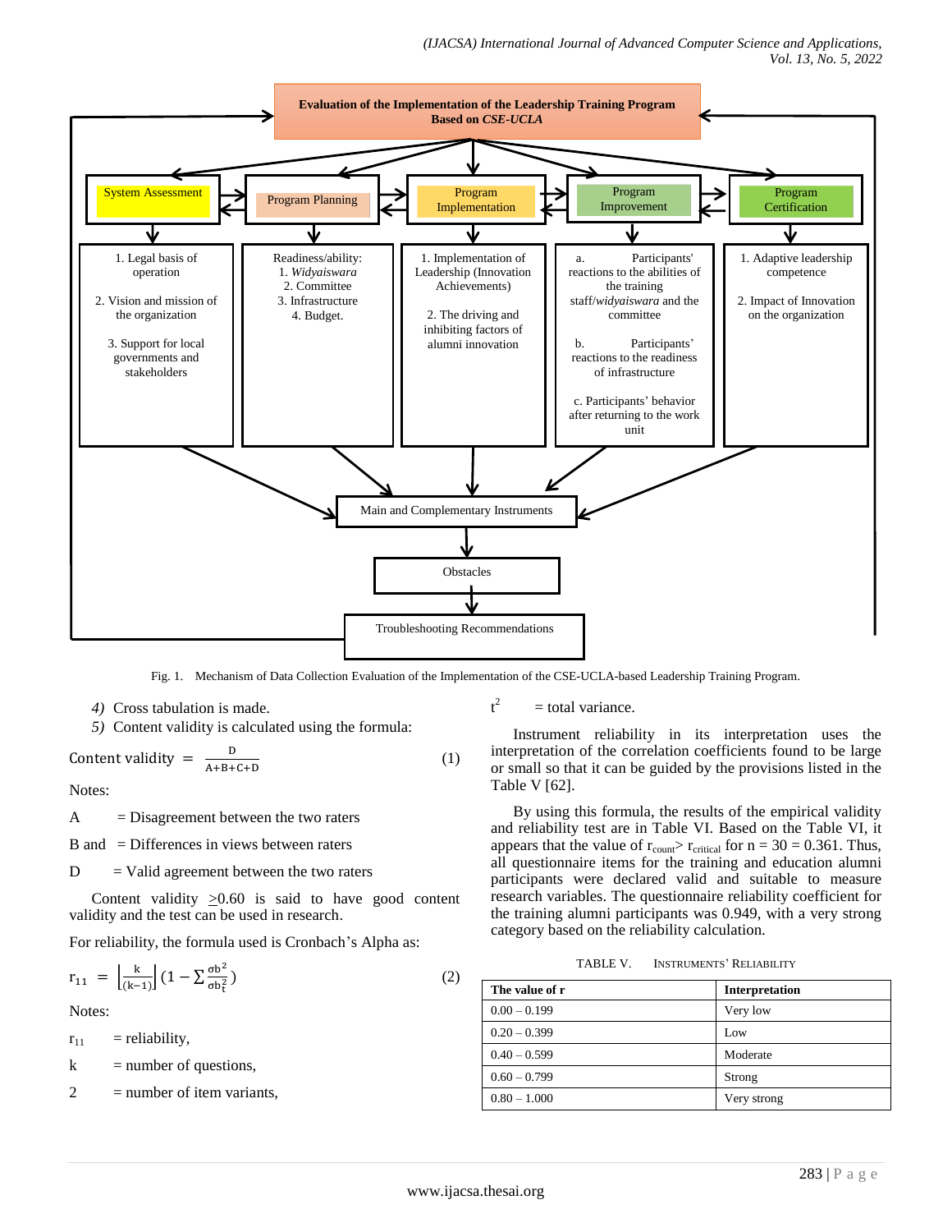**Evaluation of the Implementation of the Leadership Training Program Based on *CSE-UCLA***

- **System Assessment**
  1. Legal basis of operation
  2. Vision and mission of the organization
  3. Support for local governments and stakeholders
- **Program Planning**
  - Readiness/ability:
    1. *Widyaiswara*
    2. Committee
    3. Infrastructure
    4. Budget.
- **Program Implementation**
  1. Implementation of Leadership (Innovation Achievements)
  2. The driving and inhibiting factors of alumni innovation
- **Program Improvement**
  - a. Participants' reactions to the abilities of the training staff/*widyaiswara* and the committee
  - b. Participants' reactions to the readiness of infrastructure
  - c. Participants' behavior after returning to the work unit
- **Program Certification**
  1. Adaptive leadership competence
  2. Impact of Innovation on the organization

Main and Complementary Instruments → Obstacles → Troubleshooting Recommendations

Fig. 1. Mechanism of Data Collection Evaluation of the Implementation of the CSE-UCLA-based Leadership Training Program.

*4)* Cross tabulation is made.

*5)* Content validity is calculated using the formula:

$$\text{Content validity} = \frac{D}{A+B+C+D} \tag{1}$$

Notes:

A = Disagreement between the two raters

B and = Differences in views between raters

D = Valid agreement between the two raters

Content validity ≥0.60 is said to have good content validity and the test can be used in research.

For reliability, the formula used is Cronbach's Alpha as:

$$r_{11} = \left|\frac{k}{(k-1)}\right|\left(1 - \sum\frac{\sigma b^2}{\sigma b_t^2}\right) \tag{2}$$

Notes:

$r_{11}$ = reliability,

k = number of questions,

2 = number of item variants,

$t^2$ = total variance.

Instrument reliability in its interpretation uses the interpretation of the correlation coefficients found to be large or small so that it can be guided by the provisions listed in the Table V [62].

By using this formula, the results of the empirical validity and reliability test are in Table VI. Based on the Table VI, it appears that the value of $r_{count} > r_{critical}$ for n = 30 = 0.361. Thus, all questionnaire items for the training and education alumni participants were declared valid and suitable to measure research variables. The questionnaire reliability coefficient for the training alumni participants was 0.949, with a very strong category based on the reliability calculation.

TABLE V. INSTRUMENTS' RELIABILITY

| The value of r | Interpretation |
|---|---|
| 0.00 – 0.199 | Very low |
| 0.20 – 0.399 | Low |
| 0.40 – 0.599 | Moderate |
| 0.60 – 0.799 | Strong |
| 0.80 – 1.000 | Very strong |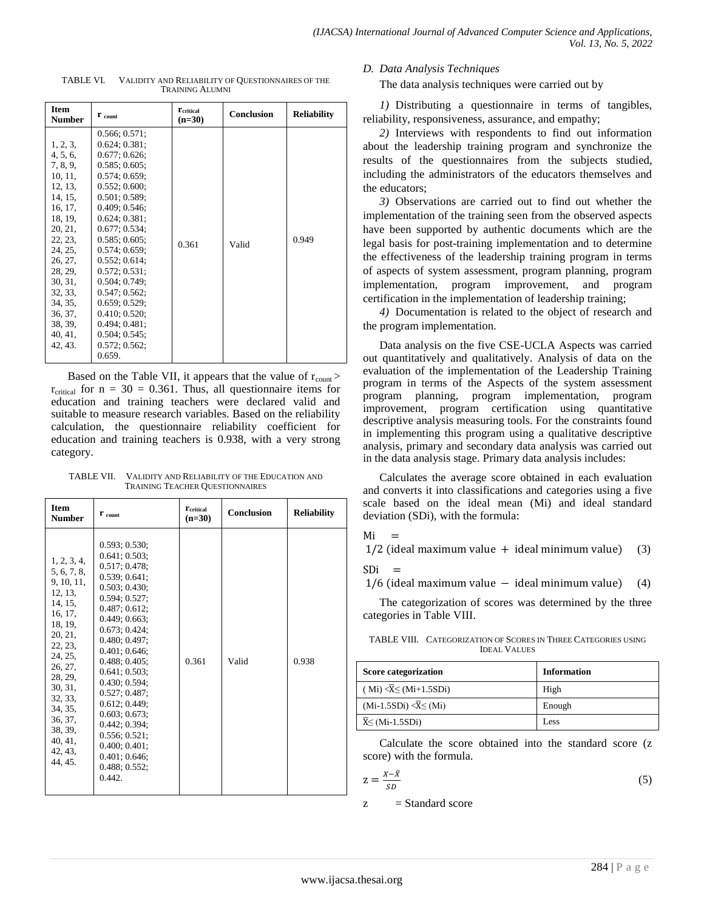TABLE VI. VALIDITY AND RELIABILITY OF QUESTIONNAIRES OF THE TRAINING ALUMNI

| Item Number | $r_{count}$ | $r_{critical}$ (n=30) | Conclusion | Reliability |
|---|---|---|---|---|
| 1, 2, 3, 4, 5, 6, 7, 8, 9, 10, 11, 12, 13, 14, 15, 16, 17, 18, 19, 20, 21, 22, 23, 24, 25, 26, 27, 28, 29, 30, 31, 32, 33, 34, 35, 36, 37, 38, 39, 40, 41, 42, 43. | 0.566; 0.571; 0.624; 0.381; 0.677; 0.626; 0.585; 0.605; 0.574; 0.659; 0.552; 0.600; 0.501; 0.589; 0.409; 0.546; 0.624; 0.381; 0.677; 0.534; 0.585; 0.605; 0.574; 0.659; 0.552; 0.614; 0.572; 0.531; 0.504; 0.749; 0.547; 0.562; 0.659; 0.529; 0.410; 0.520; 0.494; 0.481; 0.504; 0.545; 0.572; 0.562; 0.659. | 0.361 | Valid | 0.949 |

Based on the Table VII, it appears that the value of $r_{count} > r_{critical}$ for n = 30 = 0.361. Thus, all questionnaire items for education and training teachers were declared valid and suitable to measure research variables. Based on the reliability calculation, the questionnaire reliability coefficient for education and training teachers is 0.938, with a very strong category.

TABLE VII. VALIDITY AND RELIABILITY OF THE EDUCATION AND TRAINING TEACHER QUESTIONNAIRES

| Item Number | $r_{count}$ | $r_{critical}$ (n=30) | Conclusion | Reliability |
|---|---|---|---|---|
| 1, 2, 3, 4, 5, 6, 7, 8, 9, 10, 11, 12, 13, 14, 15, 16, 17, 18, 19, 20, 21, 22, 23, 24, 25, 26, 27, 28, 29, 30, 31, 32, 33, 34, 35, 36, 37, 38, 39, 40, 41, 42, 43, 44, 45. | 0.593; 0.530; 0.641; 0.503; 0.517; 0.478; 0.539; 0.641; 0.503; 0.430; 0.594; 0.527; 0.487; 0.612; 0.449; 0.663; 0.673; 0.424; 0.480; 0.497; 0.401; 0.646; 0.488; 0.405; 0.641; 0.503; 0.430; 0.594; 0.527; 0.487; 0.612; 0.449; 0.603; 0.673; 0.442; 0.394; 0.556; 0.521; 0.400; 0.401; 0.401; 0.646; 0.488; 0.552; 0.442. | 0.361 | Valid | 0.938 |

### D. Data Analysis Techniques

The data analysis techniques were carried out by

*1)* Distributing a questionnaire in terms of tangibles, reliability, responsiveness, assurance, and empathy;

*2)* Interviews with respondents to find out information about the leadership training program and synchronize the results of the questionnaires from the subjects studied, including the administrators of the educators themselves and the educators;

*3)* Observations are carried out to find out whether the implementation of the training seen from the observed aspects have been supported by authentic documents which are the legal basis for post-training implementation and to determine the effectiveness of the leadership training program in terms of aspects of system assessment, program planning, program implementation, program improvement, and program certification in the implementation of leadership training;

*4)* Documentation is related to the object of research and the program implementation.

Data analysis on the five CSE-UCLA Aspects was carried out quantitatively and qualitatively. Analysis of data on the evaluation of the implementation of the Leadership Training program in terms of the Aspects of the system assessment program planning, program implementation, program improvement, program certification using quantitative descriptive analysis measuring tools. For the constraints found in implementing this program using a qualitative descriptive analysis, primary and secondary data analysis was carried out in the data analysis stage. Primary data analysis includes:

Calculates the average score obtained in each evaluation and converts it into classifications and categories using a five scale based on the ideal mean (Mi) and ideal standard deviation (SDi), with the formula:

$$\text{Mi} = 1/2\ (\text{ideal maximum value} + \text{ideal minimum value}) \quad (3)$$

$$\text{SDi} = 1/6\ (\text{ideal maximum value} - \text{ideal minimum value}) \quad (4)$$

The categorization of scores was determined by the three categories in Table VIII.

TABLE VIII. CATEGORIZATION OF SCORES IN THREE CATEGORIES USING IDEAL VALUES

| Score categorization | Information |
|---|---|
| $(Mi) < \bar{X} \leq (Mi+1.5SDi)$ | High |
| $(Mi-1.5SDi) < \bar{X} \leq (Mi)$ | Enough |
| $\bar{X} \leq (Mi-1.5SDi)$ | Less |

Calculate the score obtained into the standard score (z score) with the formula.

$$z = \frac{X-\bar{X}}{SD} \quad (5)$$

z = Standard score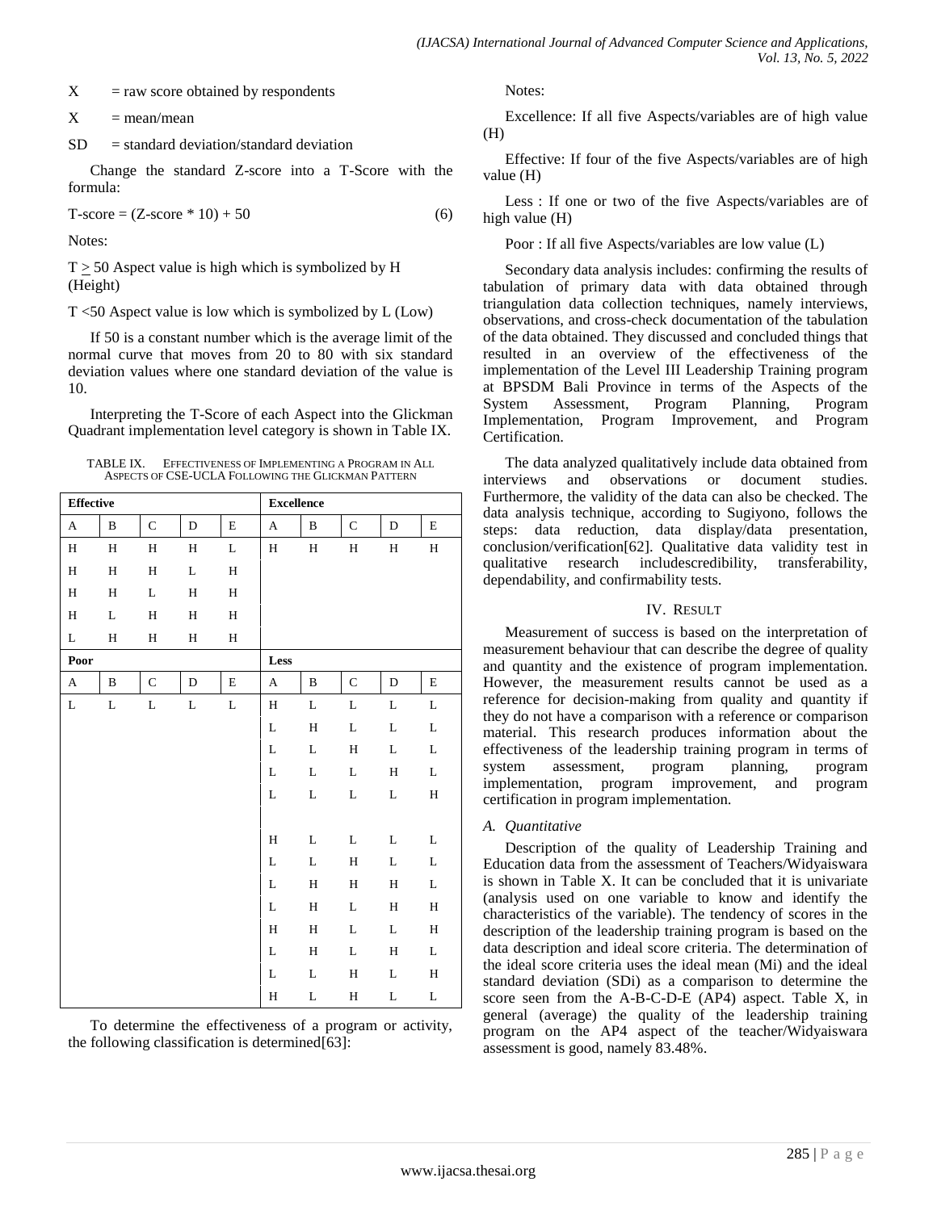X = raw score obtained by respondents

X = mean/mean

SD = standard deviation/standard deviation

Change the standard Z-score into a T-Score with the formula:

$$\text{T-score} = (\text{Z-score} * 10) + 50 \quad (6)$$

Notes:

$T \geq 50$ Aspect value is high which is symbolized by H (Height)

$T < 50$ Aspect value is low which is symbolized by L (Low)

If 50 is a constant number which is the average limit of the normal curve that moves from 20 to 80 with six standard deviation values where one standard deviation of the value is 10.

Interpreting the T-Score of each Aspect into the Glickman Quadrant implementation level category is shown in Table IX.

TABLE IX. EFFECTIVENESS OF IMPLEMENTING A PROGRAM IN ALL ASPECTS OF CSE-UCLA FOLLOWING THE GLICKMAN PATTERN

| **Effective** | | | | | **Excellence** | | | | |
|---|---|---|---|---|---|---|---|---|---|
| A | B | C | D | E | A | B | C | D | E |
| H | H | H | H | L | H | H | H | H | H |
| H | H | H | L | H | | | | | |
| H | H | L | H | H | | | | | |
| H | L | H | H | H | | | | | |
| L | H | H | H | H | | | | | |
| **Poor** | | | | | **Less** | | | | |
| A | B | C | D | E | A | B | C | D | E |
| L | L | L | L | L | H | L | L | L | L |
| | | | | | L | H | L | L | L |
| | | | | | L | L | H | L | L |
| | | | | | L | L | L | H | L |
| | | | | | L | L | L | L | H |
| | | | | | | | | | |
| | | | | | H | L | L | L | L |
| | | | | | L | L | H | L | L |
| | | | | | L | H | H | H | L |
| | | | | | L | H | L | H | H |
| | | | | | H | H | L | L | H |
| | | | | | L | H | L | H | L |
| | | | | | L | L | H | L | H |
| | | | | | H | L | H | L | L |

To determine the effectiveness of a program or activity, the following classification is determined[63]:

Notes:

Excellence: If all five Aspects/variables are of high value (H)

Effective: If four of the five Aspects/variables are of high value (H)

Less : If one or two of the five Aspects/variables are of high value (H)

Poor : If all five Aspects/variables are low value (L)

Secondary data analysis includes: confirming the results of tabulation of primary data with data obtained through triangulation data collection techniques, namely interviews, observations, and cross-check documentation of the tabulation of the data obtained. They discussed and concluded things that resulted in an overview of the effectiveness of the implementation of the Level III Leadership Training program at BPSDM Bali Province in terms of the Aspects of the System Assessment, Program Planning, Program Implementation, Program Improvement, and Program Certification.

The data analyzed qualitatively include data obtained from interviews and observations or document studies. Furthermore, the validity of the data can also be checked. The data analysis technique, according to Sugiyono, follows the steps: data reduction, data display/data presentation, conclusion/verification[62]. Qualitative data validity test in qualitative research includescredibility, transferability, dependability, and confirmability tests.

## IV. RESULT

Measurement of success is based on the interpretation of measurement behaviour that can describe the degree of quality and quantity and the existence of program implementation. However, the measurement results cannot be used as a reference for decision-making from quality and quantity if they do not have a comparison with a reference or comparison material. This research produces information about the effectiveness of the leadership training program in terms of system assessment, program planning, program implementation, program improvement, and program certification in program implementation.

### *A. Quantitative*

Description of the quality of Leadership Training and Education data from the assessment of Teachers/Widyaiswara is shown in Table X. It can be concluded that it is univariate (analysis used on one variable to know and identify the characteristics of the variable). The tendency of scores in the description of the leadership training program is based on the data description and ideal score criteria. The determination of the ideal score criteria uses the ideal mean (Mi) and the ideal standard deviation (SDi) as a comparison to determine the score seen from the A-B-C-D-E (AP4) aspect. Table X, in general (average) the quality of the leadership training program on the AP4 aspect of the teacher/Widyaiswara assessment is good, namely 83.48%.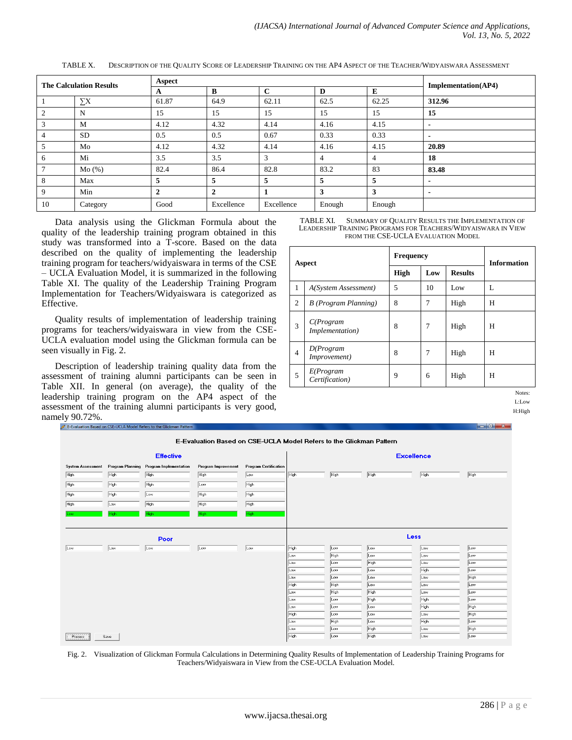TABLE X. DESCRIPTION OF THE QUALITY SCORE OF LEADERSHIP TRAINING ON THE AP4 ASPECT OF THE TEACHER/WIDYAISWARA ASSESSMENT

| The Calculation Results | | Aspect | | | | | Implementation(AP4) |
|---|---|---|---|---|---|---|---|
| | | A | B | C | D | E | |
| 1 | ∑X | 61.87 | 64.9 | 62.11 | 62.5 | 62.25 | **312.96** |
| 2 | N | 15 | 15 | 15 | 15 | 15 | **15** |
| 3 | M | 4.12 | 4.32 | 4.14 | 4.16 | 4.15 | - |
| 4 | SD | 0.5 | 0.5 | 0.67 | 0.33 | 0.33 | - |
| 5 | Mo | 4.12 | 4.32 | 4.14 | 4.16 | 4.15 | **20.89** |
| 6 | Mi | 3.5 | 3.5 | 3 | 4 | 4 | **18** |
| 7 | Mo (%) | 82.4 | 86.4 | 82.8 | 83.2 | 83 | **83.48** |
| 8 | Max | **5** | **5** | **5** | **5** | **5** | - |
| 9 | Min | **2** | **2** | **1** | **3** | **3** | - |
| 10 | Category | Good | Excellence | Excellence | Enough | Enough | |

Data analysis using the Glickman Formula about the quality of the leadership training program obtained in this study was transformed into a T-score. Based on the data described on the quality of implementing the leadership training program for teachers/widyaiswara in terms of the CSE – UCLA Evaluation Model, it is summarized in the following Table XI. The quality of the Leadership Training Program Implementation for Teachers/Widyaiswara is categorized as Effective.

Quality results of implementation of leadership training programs for teachers/widyaiswara in view from the CSE-UCLA evaluation model using the Glickman formula can be seen visually in Fig. 2.

Description of leadership training quality data from the assessment of training alumni participants can be seen in Table XII. In general (on average), the quality of the leadership training program on the AP4 aspect of the assessment of the training alumni participants is very good, namely 90.72%.

TABLE XI. SUMMARY OF QUALITY RESULTS THE IMPLEMENTATION OF LEADERSHIP TRAINING PROGRAMS FOR TEACHERS/WIDYAISWARA IN VIEW FROM THE CSE-UCLA EVALUATION MODEL

| Aspect | | Frequency | | | Information |
|---|---|---|---|---|---|
| | | High | Low | Results | |
| 1 | *A(System Assessment)* | 5 | 10 | Low | L |
| 2 | *B (Program Planning)* | 8 | 7 | High | H |
| 3 | *C(Program Implementation)* | 8 | 7 | High | H |
| 4 | *D(Program Improvement)* | 8 | 7 | High | H |
| 5 | *E(Program Certification)* | 9 | 6 | High | H |

Notes:
L:Low
H:High

Fig. 2. Visualization of Glickman Formula Calculations in Determining Quality Results of Implementation of Leadership Training Programs for Teachers/Widyaiswara in View from the CSE-UCLA Evaluation Model.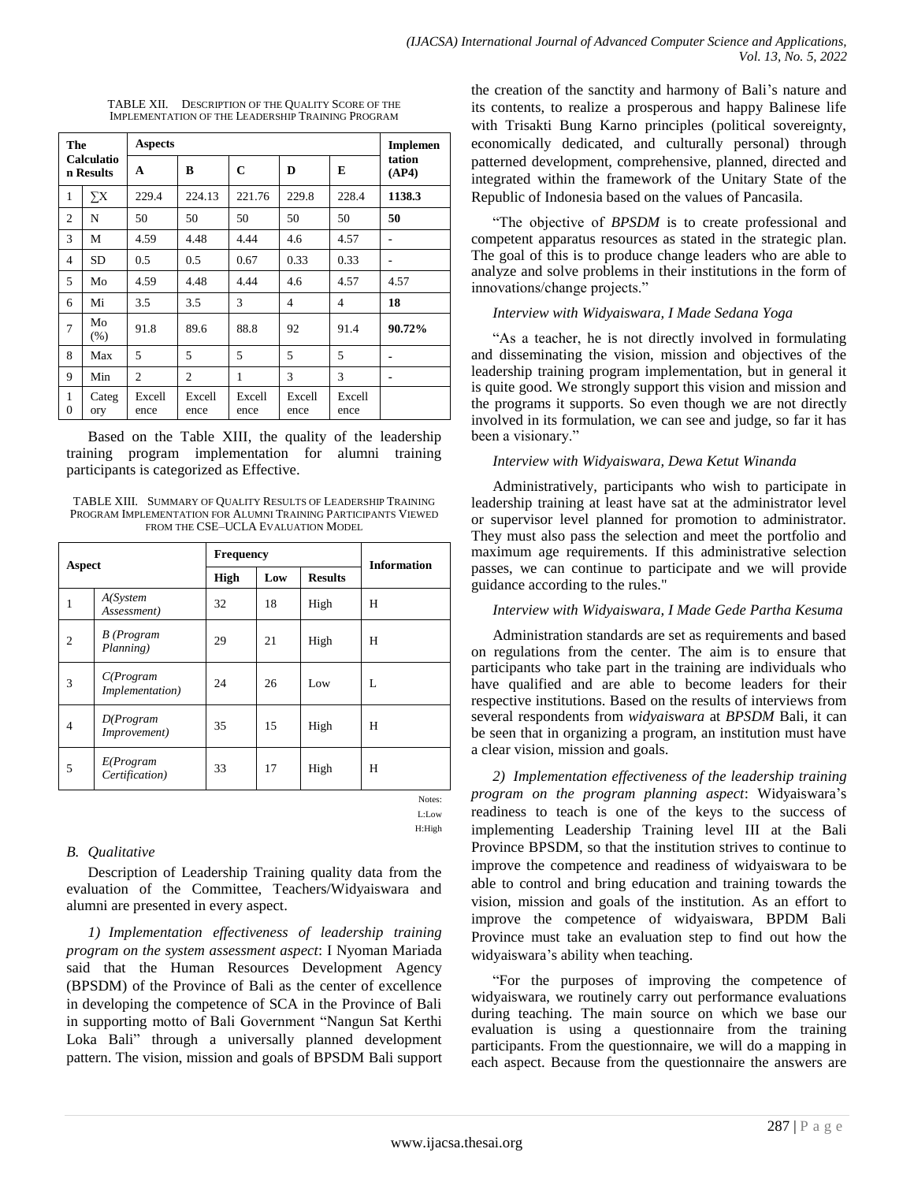TABLE XII. Description of the Quality Score of the Implementation of the Leadership Training Program

| The Calculation Results | | Aspects | | | | | Implementation (AP4) |
|---|---|---|---|---|---|---|---|
| | | A | B | C | D | E | |
| 1 | ∑X | 229.4 | 224.13 | 221.76 | 229.8 | 228.4 | **1138.3** |
| 2 | N | 50 | 50 | 50 | 50 | 50 | **50** |
| 3 | M | 4.59 | 4.48 | 4.44 | 4.6 | 4.57 | - |
| 4 | SD | 0.5 | 0.5 | 0.67 | 0.33 | 0.33 | - |
| 5 | Mo | 4.59 | 4.48 | 4.44 | 4.6 | 4.57 | 4.57 |
| 6 | Mi | 3.5 | 3.5 | 3 | 4 | 4 | **18** |
| 7 | Mo (%) | 91.8 | 89.6 | 88.8 | 92 | 91.4 | **90.72%** |
| 8 | Max | 5 | 5 | 5 | 5 | 5 | - |
| 9 | Min | 2 | 2 | 1 | 3 | 3 | - |
| 10 | Category | Excellence | Excellence | Excellence | Excellence | Excellence | |

Based on the Table XIII, the quality of the leadership training program implementation for alumni training participants is categorized as Effective.

TABLE XIII. Summary of Quality Results of Leadership Training Program Implementation for Alumni Training Participants Viewed from the CSE–UCLA Evaluation Model

| Aspect | | Frequency | | | Information |
|---|---|---|---|---|---|
| | | High | Low | Results | |
| 1 | *A(System Assessment)* | 32 | 18 | High | H |
| 2 | *B (Program Planning)* | 29 | 21 | High | H |
| 3 | *C(Program Implementation)* | 24 | 26 | Low | L |
| 4 | *D(Program Improvement)* | 35 | 15 | High | H |
| 5 | *E(Program Certification)* | 33 | 17 | High | H |

Notes:
L:Low
H:High

## *B. Qualitative*

Description of Leadership Training quality data from the evaluation of the Committee, Teachers/Widyaiswara and alumni are presented in every aspect.

*1) Implementation effectiveness of leadership training program on the system assessment aspect*: I Nyoman Mariada said that the Human Resources Development Agency (BPSDM) of the Province of Bali as the center of excellence in developing the competence of SCA in the Province of Bali in supporting motto of Bali Government "Nangun Sat Kerthi Loka Bali" through a universally planned development pattern. The vision, mission and goals of BPSDM Bali support the creation of the sanctity and harmony of Bali's nature and its contents, to realize a prosperous and happy Balinese life with Trisakti Bung Karno principles (political sovereignty, economically dedicated, and culturally personal) through patterned development, comprehensive, planned, directed and integrated within the framework of the Unitary State of the Republic of Indonesia based on the values of Pancasila.

"The objective of *BPSDM* is to create professional and competent apparatus resources as stated in the strategic plan. The goal of this is to produce change leaders who are able to analyze and solve problems in their institutions in the form of innovations/change projects."

*Interview with Widyaiswara, I Made Sedana Yoga*

"As a teacher, he is not directly involved in formulating and disseminating the vision, mission and objectives of the leadership training program implementation, but in general it is quite good. We strongly support this vision and mission and the programs it supports. So even though we are not directly involved in its formulation, we can see and judge, so far it has been a visionary."

*Interview with Widyaiswara, Dewa Ketut Winanda*

Administratively, participants who wish to participate in leadership training at least have sat at the administrator level or supervisor level planned for promotion to administrator. They must also pass the selection and meet the portfolio and maximum age requirements. If this administrative selection passes, we can continue to participate and we will provide guidance according to the rules."

*Interview with Widyaiswara, I Made Gede Partha Kesuma*

Administration standards are set as requirements and based on regulations from the center. The aim is to ensure that participants who take part in the training are individuals who have qualified and are able to become leaders for their respective institutions. Based on the results of interviews from several respondents from *widyaiswara* at *BPSDM* Bali, it can be seen that in organizing a program, an institution must have a clear vision, mission and goals.

*2) Implementation effectiveness of the leadership training program on the program planning aspect*: Widyaiswara's readiness to teach is one of the keys to the success of implementing Leadership Training level III at the Bali Province BPSDM, so that the institution strives to continue to improve the competence and readiness of widyaiswara to be able to control and bring education and training towards the vision, mission and goals of the institution. As an effort to improve the competence of widyaiswara, BPDM Bali Province must take an evaluation step to find out how the widyaiswara's ability when teaching.

"For the purposes of improving the competence of widyaiswara, we routinely carry out performance evaluations during teaching. The main source on which we base our evaluation is using a questionnaire from the training participants. From the questionnaire, we will do a mapping in each aspect. Because from the questionnaire the answers are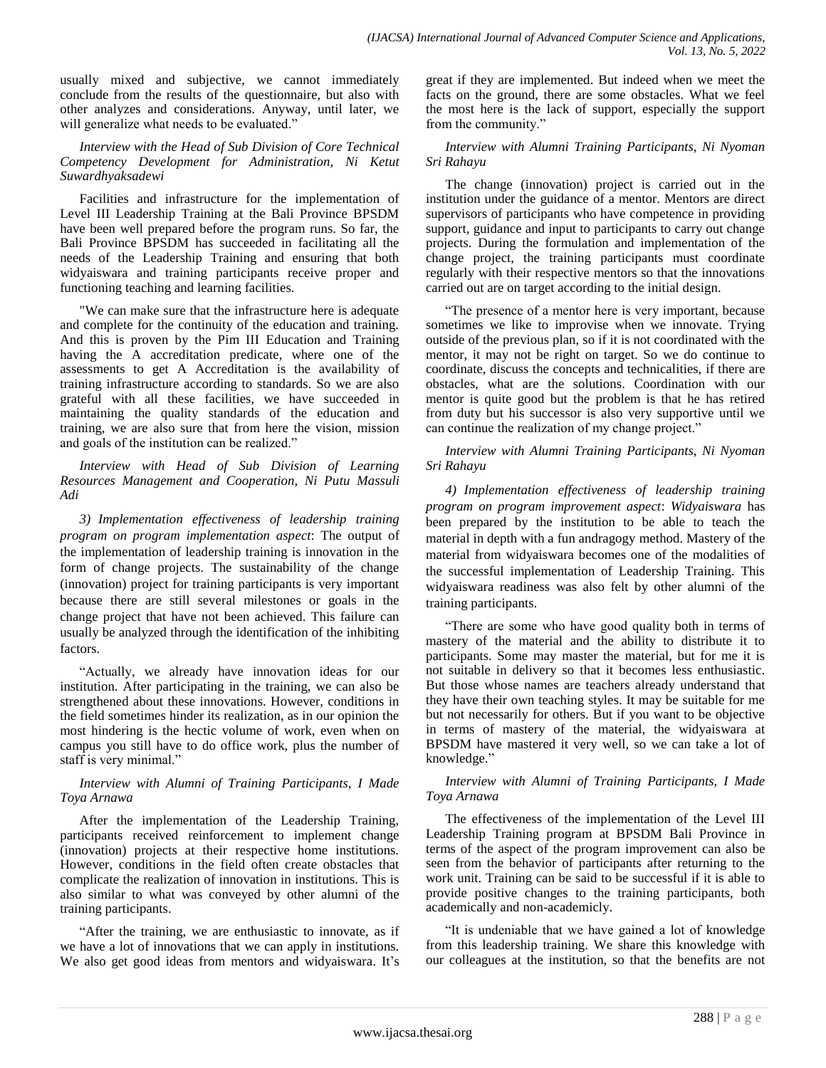usually mixed and subjective, we cannot immediately conclude from the results of the questionnaire, but also with other analyzes and considerations. Anyway, until later, we will generalize what needs to be evaluated."

*Interview with the Head of Sub Division of Core Technical Competency Development for Administration, Ni Ketut Suwardhyaksadewi*

Facilities and infrastructure for the implementation of Level III Leadership Training at the Bali Province BPSDM have been well prepared before the program runs. So far, the Bali Province BPSDM has succeeded in facilitating all the needs of the Leadership Training and ensuring that both widyaiswara and training participants receive proper and functioning teaching and learning facilities.

"We can make sure that the infrastructure here is adequate and complete for the continuity of the education and training. And this is proven by the Pim III Education and Training having the A accreditation predicate, where one of the assessments to get A Accreditation is the availability of training infrastructure according to standards. So we are also grateful with all these facilities, we have succeeded in maintaining the quality standards of the education and training, we are also sure that from here the vision, mission and goals of the institution can be realized."

*Interview with Head of Sub Division of Learning Resources Management and Cooperation, Ni Putu Massuli Adi*

*3) Implementation effectiveness of leadership training program on program implementation aspect*: The output of the implementation of leadership training is innovation in the form of change projects. The sustainability of the change (innovation) project for training participants is very important because there are still several milestones or goals in the change project that have not been achieved. This failure can usually be analyzed through the identification of the inhibiting factors.

"Actually, we already have innovation ideas for our institution. After participating in the training, we can also be strengthened about these innovations. However, conditions in the field sometimes hinder its realization, as in our opinion the most hindering is the hectic volume of work, even when on campus you still have to do office work, plus the number of staff is very minimal."

*Interview with Alumni of Training Participants, I Made Toya Arnawa*

After the implementation of the Leadership Training, participants received reinforcement to implement change (innovation) projects at their respective home institutions. However, conditions in the field often create obstacles that complicate the realization of innovation in institutions. This is also similar to what was conveyed by other alumni of the training participants.

"After the training, we are enthusiastic to innovate, as if we have a lot of innovations that we can apply in institutions. We also get good ideas from mentors and widyaiswara. It's great if they are implemented. But indeed when we meet the facts on the ground, there are some obstacles. What we feel the most here is the lack of support, especially the support from the community."

*Interview with Alumni Training Participants, Ni Nyoman Sri Rahayu*

The change (innovation) project is carried out in the institution under the guidance of a mentor. Mentors are direct supervisors of participants who have competence in providing support, guidance and input to participants to carry out change projects. During the formulation and implementation of the change project, the training participants must coordinate regularly with their respective mentors so that the innovations carried out are on target according to the initial design.

"The presence of a mentor here is very important, because sometimes we like to improvise when we innovate. Trying outside of the previous plan, so if it is not coordinated with the mentor, it may not be right on target. So we do continue to coordinate, discuss the concepts and technicalities, if there are obstacles, what are the solutions. Coordination with our mentor is quite good but the problem is that he has retired from duty but his successor is also very supportive until we can continue the realization of my change project."

*Interview with Alumni Training Participants, Ni Nyoman Sri Rahayu*

*4) Implementation effectiveness of leadership training program on program improvement aspect*: *Widyaiswara* has been prepared by the institution to be able to teach the material in depth with a fun andragogy method. Mastery of the material from widyaiswara becomes one of the modalities of the successful implementation of Leadership Training. This widyaiswara readiness was also felt by other alumni of the training participants.

"There are some who have good quality both in terms of mastery of the material and the ability to distribute it to participants. Some may master the material, but for me it is not suitable in delivery so that it becomes less enthusiastic. But those whose names are teachers already understand that they have their own teaching styles. It may be suitable for me but not necessarily for others. But if you want to be objective in terms of mastery of the material, the widyaiswara at BPSDM have mastered it very well, so we can take a lot of knowledge."

*Interview with Alumni of Training Participants, I Made Toya Arnawa*

The effectiveness of the implementation of the Level III Leadership Training program at BPSDM Bali Province in terms of the aspect of the program improvement can also be seen from the behavior of participants after returning to the work unit. Training can be said to be successful if it is able to provide positive changes to the training participants, both academically and non-academicly.

"It is undeniable that we have gained a lot of knowledge from this leadership training. We share this knowledge with our colleagues at the institution, so that the benefits are not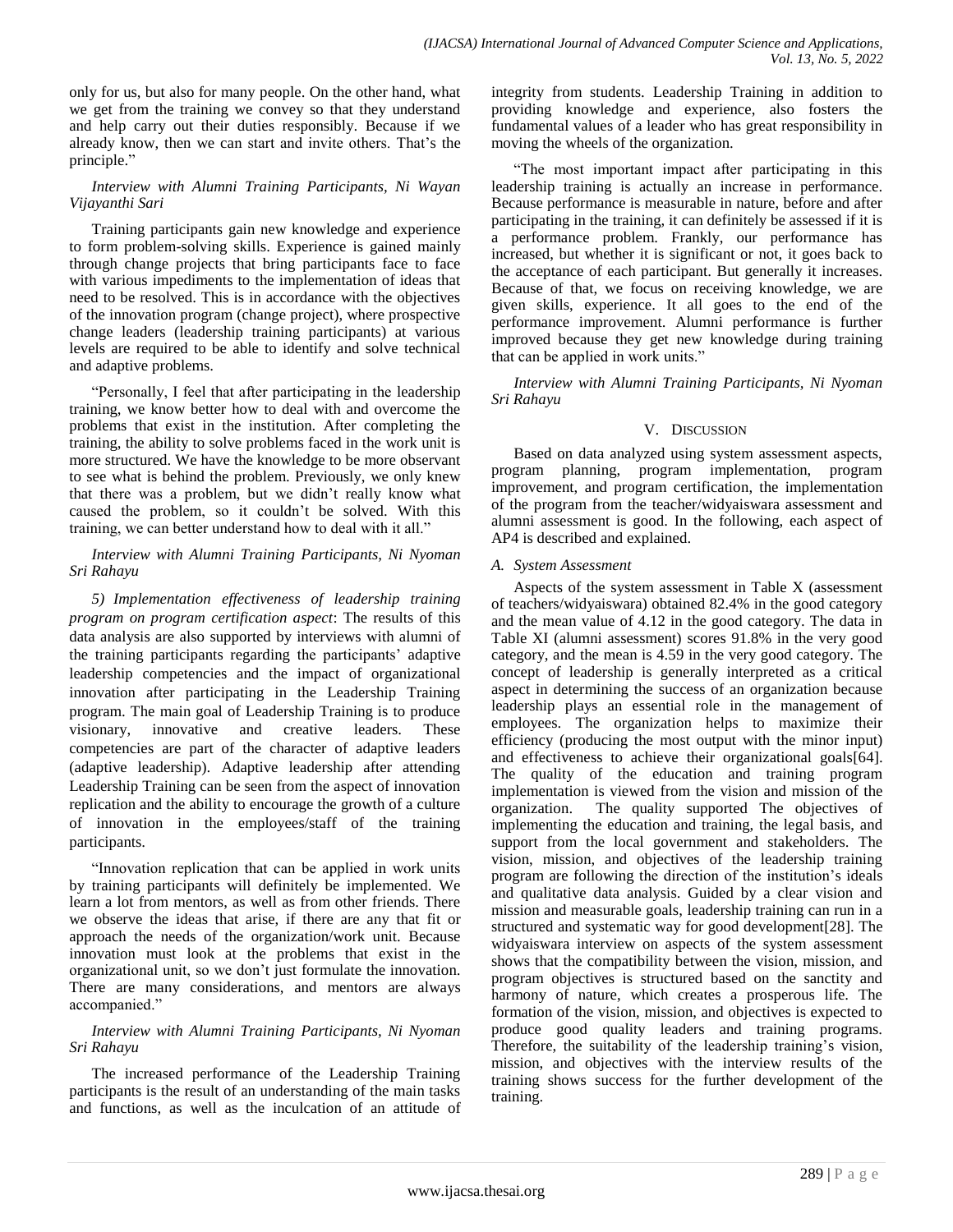only for us, but also for many people. On the other hand, what we get from the training we convey so that they understand and help carry out their duties responsibly. Because if we already know, then we can start and invite others. That's the principle."

*Interview with Alumni Training Participants, Ni Wayan Vijayanthi Sari*

Training participants gain new knowledge and experience to form problem-solving skills. Experience is gained mainly through change projects that bring participants face to face with various impediments to the implementation of ideas that need to be resolved. This is in accordance with the objectives of the innovation program (change project), where prospective change leaders (leadership training participants) at various levels are required to be able to identify and solve technical and adaptive problems.

"Personally, I feel that after participating in the leadership training, we know better how to deal with and overcome the problems that exist in the institution. After completing the training, the ability to solve problems faced in the work unit is more structured. We have the knowledge to be more observant to see what is behind the problem. Previously, we only knew that there was a problem, but we didn't really know what caused the problem, so it couldn't be solved. With this training, we can better understand how to deal with it all."

*Interview with Alumni Training Participants, Ni Nyoman Sri Rahayu*

*5) Implementation effectiveness of leadership training program on program certification aspect*: The results of this data analysis are also supported by interviews with alumni of the training participants regarding the participants' adaptive leadership competencies and the impact of organizational innovation after participating in the Leadership Training program. The main goal of Leadership Training is to produce visionary, innovative and creative leaders. These competencies are part of the character of adaptive leaders (adaptive leadership). Adaptive leadership after attending Leadership Training can be seen from the aspect of innovation replication and the ability to encourage the growth of a culture of innovation in the employees/staff of the training participants.

"Innovation replication that can be applied in work units by training participants will definitely be implemented. We learn a lot from mentors, as well as from other friends. There we observe the ideas that arise, if there are any that fit or approach the needs of the organization/work unit. Because innovation must look at the problems that exist in the organizational unit, so we don't just formulate the innovation. There are many considerations, and mentors are always accompanied."

*Interview with Alumni Training Participants, Ni Nyoman Sri Rahayu*

The increased performance of the Leadership Training participants is the result of an understanding of the main tasks and functions, as well as the inculcation of an attitude of integrity from students. Leadership Training in addition to providing knowledge and experience, also fosters the fundamental values of a leader who has great responsibility in moving the wheels of the organization.

"The most important impact after participating in this leadership training is actually an increase in performance. Because performance is measurable in nature, before and after participating in the training, it can definitely be assessed if it is a performance problem. Frankly, our performance has increased, but whether it is significant or not, it goes back to the acceptance of each participant. But generally it increases. Because of that, we focus on receiving knowledge, we are given skills, experience. It all goes to the end of the performance improvement. Alumni performance is further improved because they get new knowledge during training that can be applied in work units."

*Interview with Alumni Training Participants, Ni Nyoman Sri Rahayu*

## V. Discussion

Based on data analyzed using system assessment aspects, program planning, program implementation, program improvement, and program certification, the implementation of the program from the teacher/widyaiswara assessment and alumni assessment is good. In the following, each aspect of AP4 is described and explained.

### *A. System Assessment*

Aspects of the system assessment in Table X (assessment of teachers/widyaiswara) obtained 82.4% in the good category and the mean value of 4.12 in the good category. The data in Table XI (alumni assessment) scores 91.8% in the very good category, and the mean is 4.59 in the very good category. The concept of leadership is generally interpreted as a critical aspect in determining the success of an organization because leadership plays an essential role in the management of employees. The organization helps to maximize their efficiency (producing the most output with the minor input) and effectiveness to achieve their organizational goals[64]. The quality of the education and training program implementation is viewed from the vision and mission of the organization. The quality supported The objectives of implementing the education and training, the legal basis, and support from the local government and stakeholders. The vision, mission, and objectives of the leadership training program are following the direction of the institution's ideals and qualitative data analysis. Guided by a clear vision and mission and measurable goals, leadership training can run in a structured and systematic way for good development[28]. The widyaiswara interview on aspects of the system assessment shows that the compatibility between the vision, mission, and program objectives is structured based on the sanctity and harmony of nature, which creates a prosperous life. The formation of the vision, mission, and objectives is expected to produce good quality leaders and training programs. Therefore, the suitability of the leadership training's vision, mission, and objectives with the interview results of the training shows success for the further development of the training.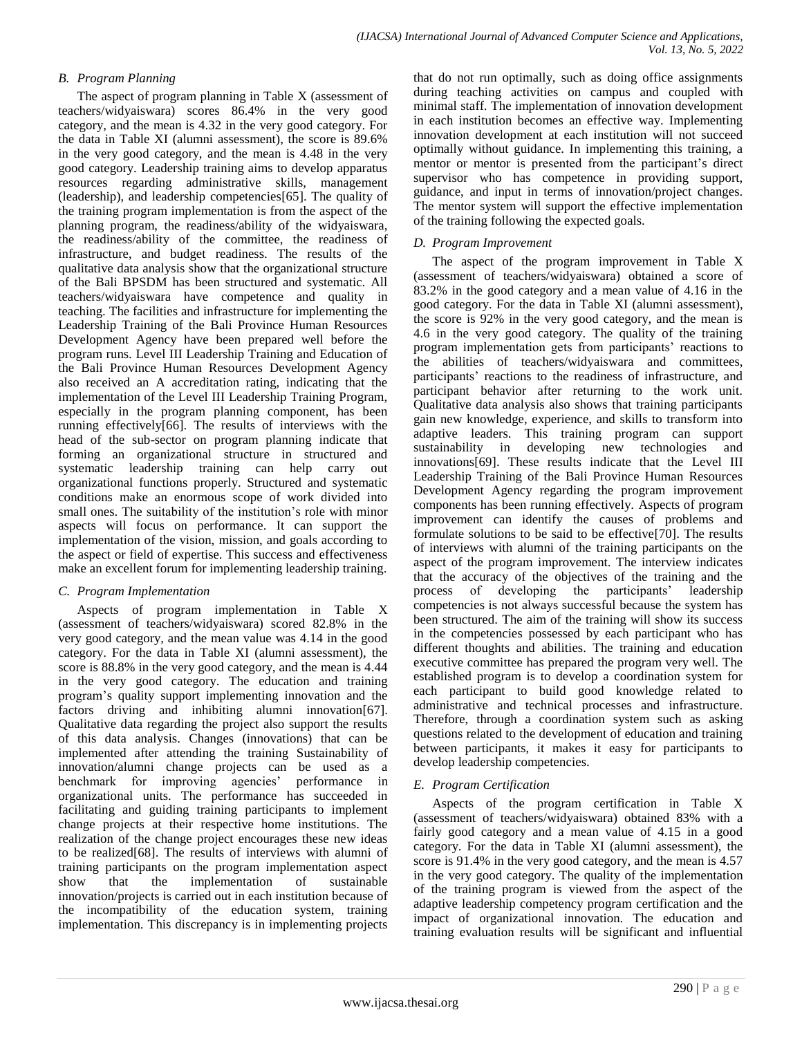### B. Program Planning

The aspect of program planning in Table X (assessment of teachers/widyaiswara) scores 86.4% in the very good category, and the mean is 4.32 in the very good category. For the data in Table XI (alumni assessment), the score is 89.6% in the very good category, and the mean is 4.48 in the very good category. Leadership training aims to develop apparatus resources regarding administrative skills, management (leadership), and leadership competencies[65]. The quality of the training program implementation is from the aspect of the planning program, the readiness/ability of the widyaiswara, the readiness/ability of the committee, the readiness of infrastructure, and budget readiness. The results of the qualitative data analysis show that the organizational structure of the Bali BPSDM has been structured and systematic. All teachers/widyaiswara have competence and quality in teaching. The facilities and infrastructure for implementing the Leadership Training of the Bali Province Human Resources Development Agency have been prepared well before the program runs. Level III Leadership Training and Education of the Bali Province Human Resources Development Agency also received an A accreditation rating, indicating that the implementation of the Level III Leadership Training Program, especially in the program planning component, has been running effectively[66]. The results of interviews with the head of the sub-sector on program planning indicate that forming an organizational structure in structured and systematic leadership training can help carry out organizational functions properly. Structured and systematic conditions make an enormous scope of work divided into small ones. The suitability of the institution's role with minor aspects will focus on performance. It can support the implementation of the vision, mission, and goals according to the aspect or field of expertise. This success and effectiveness make an excellent forum for implementing leadership training.

### C. Program Implementation

Aspects of program implementation in Table X (assessment of teachers/widyaiswara) scored 82.8% in the very good category, and the mean value was 4.14 in the good category. For the data in Table XI (alumni assessment), the score is 88.8% in the very good category, and the mean is 4.44 in the very good category. The education and training program's quality support implementing innovation and the factors driving and inhibiting alumni innovation[67]. Qualitative data regarding the project also support the results of this data analysis. Changes (innovations) that can be implemented after attending the training Sustainability of innovation/alumni change projects can be used as a benchmark for improving agencies' performance in organizational units. The performance has succeeded in facilitating and guiding training participants to implement change projects at their respective home institutions. The realization of the change project encourages these new ideas to be realized[68]. The results of interviews with alumni of training participants on the program implementation aspect show that the implementation of sustainable innovation/projects is carried out in each institution because of the incompatibility of the education system, training implementation. This discrepancy is in implementing projects that do not run optimally, such as doing office assignments during teaching activities on campus and coupled with minimal staff. The implementation of innovation development in each institution becomes an effective way. Implementing innovation development at each institution will not succeed optimally without guidance. In implementing this training, a mentor or mentor is presented from the participant's direct supervisor who has competence in providing support, guidance, and input in terms of innovation/project changes. The mentor system will support the effective implementation of the training following the expected goals.

### D. Program Improvement

The aspect of the program improvement in Table X (assessment of teachers/widyaiswara) obtained a score of 83.2% in the good category and a mean value of 4.16 in the good category. For the data in Table XI (alumni assessment), the score is 92% in the very good category, and the mean is 4.6 in the very good category. The quality of the training program implementation gets from participants' reactions to the abilities of teachers/widyaiswara and committees, participants' reactions to the readiness of infrastructure, and participant behavior after returning to the work unit. Qualitative data analysis also shows that training participants gain new knowledge, experience, and skills to transform into adaptive leaders. This training program can support sustainability in developing new technologies and innovations[69]. These results indicate that the Level III Leadership Training of the Bali Province Human Resources Development Agency regarding the program improvement components has been running effectively. Aspects of program improvement can identify the causes of problems and formulate solutions to be said to be effective[70]. The results of interviews with alumni of the training participants on the aspect of the program improvement. The interview indicates that the accuracy of the objectives of the training and the process of developing the participants' leadership competencies is not always successful because the system has been structured. The aim of the training will show its success in the competencies possessed by each participant who has different thoughts and abilities. The training and education executive committee has prepared the program very well. The established program is to develop a coordination system for each participant to build good knowledge related to administrative and technical processes and infrastructure. Therefore, through a coordination system such as asking questions related to the development of education and training between participants, it makes it easy for participants to develop leadership competencies.

### E. Program Certification

Aspects of the program certification in Table X (assessment of teachers/widyaiswara) obtained 83% with a fairly good category and a mean value of 4.15 in a good category. For the data in Table XI (alumni assessment), the score is 91.4% in the very good category, and the mean is 4.57 in the very good category. The quality of the implementation of the training program is viewed from the aspect of the adaptive leadership competency program certification and the impact of organizational innovation. The education and training evaluation results will be significant and influential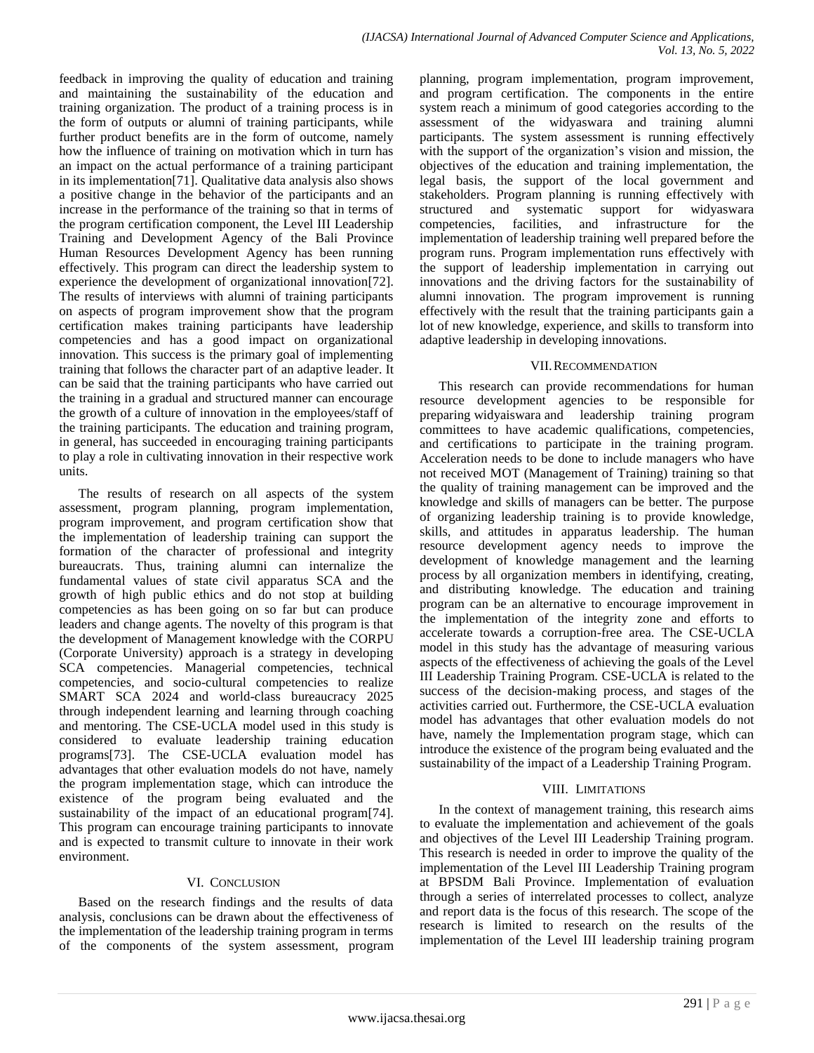feedback in improving the quality of education and training and maintaining the sustainability of the education and training organization. The product of a training process is in the form of outputs or alumni of training participants, while further product benefits are in the form of outcome, namely how the influence of training on motivation which in turn has an impact on the actual performance of a training participant in its implementation[71]. Qualitative data analysis also shows a positive change in the behavior of the participants and an increase in the performance of the training so that in terms of the program certification component, the Level III Leadership Training and Development Agency of the Bali Province Human Resources Development Agency has been running effectively. This program can direct the leadership system to experience the development of organizational innovation[72]. The results of interviews with alumni of training participants on aspects of program improvement show that the program certification makes training participants have leadership competencies and has a good impact on organizational innovation. This success is the primary goal of implementing training that follows the character part of an adaptive leader. It can be said that the training participants who have carried out the training in a gradual and structured manner can encourage the growth of a culture of innovation in the employees/staff of the training participants. The education and training program, in general, has succeeded in encouraging training participants to play a role in cultivating innovation in their respective work units.

The results of research on all aspects of the system assessment, program planning, program implementation, program improvement, and program certification show that the implementation of leadership training can support the formation of the character of professional and integrity bureaucrats. Thus, training alumni can internalize the fundamental values of state civil apparatus SCA and the growth of high public ethics and do not stop at building competencies as has been going on so far but can produce leaders and change agents. The novelty of this program is that the development of Management knowledge with the CORPU (Corporate University) approach is a strategy in developing SCA competencies. Managerial competencies, technical competencies, and socio-cultural competencies to realize SMART SCA 2024 and world-class bureaucracy 2025 through independent learning and learning through coaching and mentoring. The CSE-UCLA model used in this study is considered to evaluate leadership training education programs[73]. The CSE-UCLA evaluation model has advantages that other evaluation models do not have, namely the program implementation stage, which can introduce the existence of the program being evaluated and the sustainability of the impact of an educational program[74]. This program can encourage training participants to innovate and is expected to transmit culture to innovate in their work environment.

## VI. Conclusion

Based on the research findings and the results of data analysis, conclusions can be drawn about the effectiveness of the implementation of the leadership training program in terms of the components of the system assessment, program planning, program implementation, program improvement, and program certification. The components in the entire system reach a minimum of good categories according to the assessment of the widyaswara and training alumni participants. The system assessment is running effectively with the support of the organization's vision and mission, the objectives of the education and training implementation, the legal basis, the support of the local government and stakeholders. Program planning is running effectively with structured and systematic support for widyaswara competencies, facilities, and infrastructure for the implementation of leadership training well prepared before the program runs. Program implementation runs effectively with the support of leadership implementation in carrying out innovations and the driving factors for the sustainability of alumni innovation. The program improvement is running effectively with the result that the training participants gain a lot of new knowledge, experience, and skills to transform into adaptive leadership in developing innovations.

## VII. Recommendation

This research can provide recommendations for human resource development agencies to be responsible for preparing widyaiswara and leadership training program committees to have academic qualifications, competencies, and certifications to participate in the training program. Acceleration needs to be done to include managers who have not received MOT (Management of Training) training so that the quality of training management can be improved and the knowledge and skills of managers can be better. The purpose of organizing leadership training is to provide knowledge, skills, and attitudes in apparatus leadership. The human resource development agency needs to improve the development of knowledge management and the learning process by all organization members in identifying, creating, and distributing knowledge. The education and training program can be an alternative to encourage improvement in the implementation of the integrity zone and efforts to accelerate towards a corruption-free area. The CSE-UCLA model in this study has the advantage of measuring various aspects of the effectiveness of achieving the goals of the Level III Leadership Training Program. CSE-UCLA is related to the success of the decision-making process, and stages of the activities carried out. Furthermore, the CSE-UCLA evaluation model has advantages that other evaluation models do not have, namely the Implementation program stage, which can introduce the existence of the program being evaluated and the sustainability of the impact of a Leadership Training Program.

## VIII. Limitations

In the context of management training, this research aims to evaluate the implementation and achievement of the goals and objectives of the Level III Leadership Training program. This research is needed in order to improve the quality of the implementation of the Level III Leadership Training program at BPSDM Bali Province. Implementation of evaluation through a series of interrelated processes to collect, analyze and report data is the focus of this research. The scope of the research is limited to research on the results of the implementation of the Level III leadership training program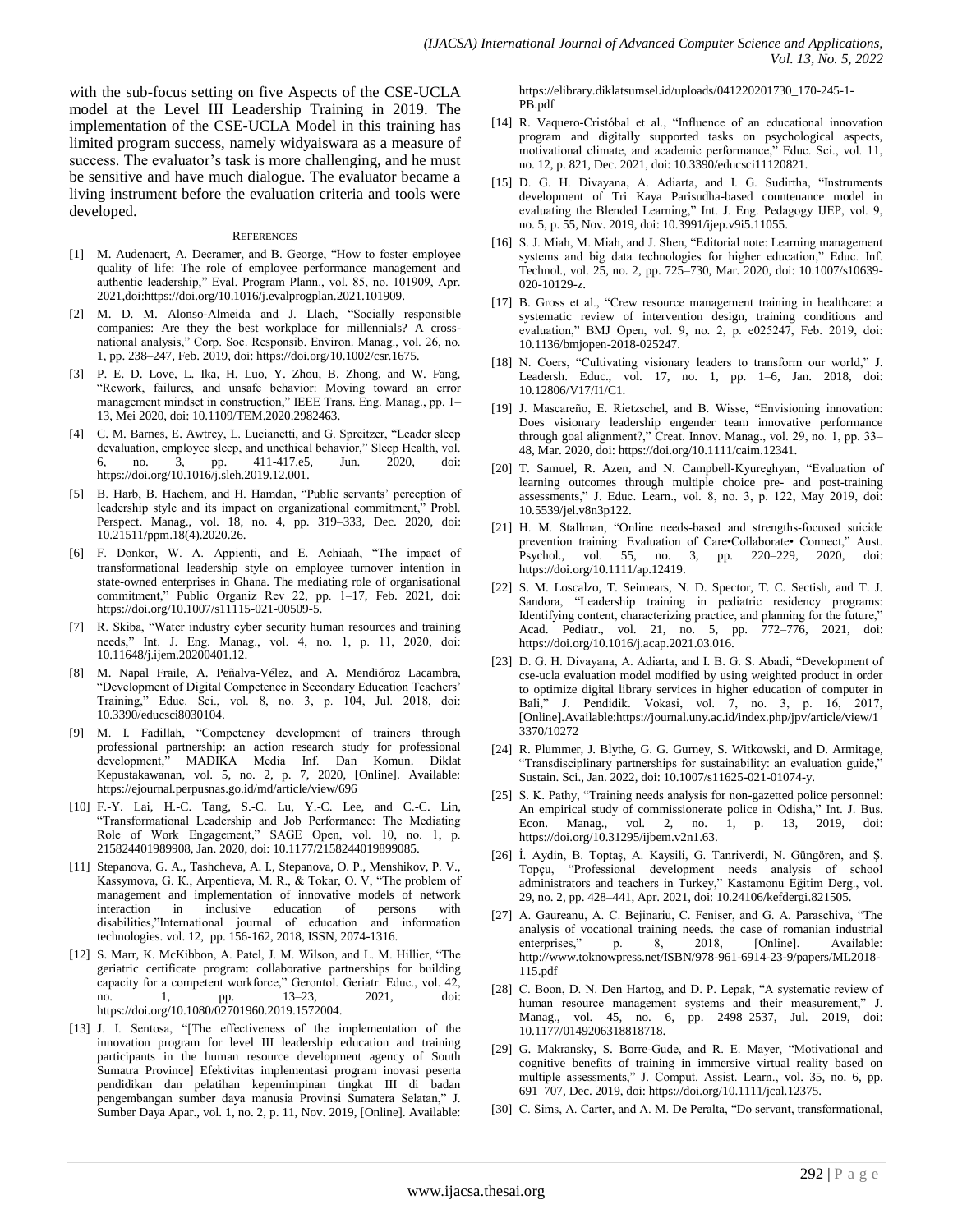with the sub-focus setting on five Aspects of the CSE-UCLA model at the Level III Leadership Training in 2019. The implementation of the CSE-UCLA Model in this training has limited program success, namely widyaiswara as a measure of success. The evaluator's task is more challenging, and he must be sensitive and have much dialogue. The evaluator became a living instrument before the evaluation criteria and tools were developed.

## REFERENCES

[1] M. Audenaert, A. Decramer, and B. George, "How to foster employee quality of life: The role of employee performance management and authentic leadership," Eval. Program Plann., vol. 85, no. 101909, Apr. 2021,doi:https://doi.org/10.1016/j.evalprogplan.2021.101909.

[2] M. D. M. Alonso-Almeida and J. Llach, "Socially responsible companies: Are they the best workplace for millennials? A cross-national analysis," Corp. Soc. Responsib. Environ. Manag., vol. 26, no. 1, pp. 238–247, Feb. 2019, doi: https://doi.org/10.1002/csr.1675.

[3] P. E. D. Love, L. Ika, H. Luo, Y. Zhou, B. Zhong, and W. Fang, "Rework, failures, and unsafe behavior: Moving toward an error management mindset in construction," IEEE Trans. Eng. Manag., pp. 1–13, Mei 2020, doi: 10.1109/TEM.2020.2982463.

[4] C. M. Barnes, E. Awtrey, L. Lucianetti, and G. Spreitzer, "Leader sleep devaluation, employee sleep, and unethical behavior," Sleep Health, vol. 6, no. 3, pp. 411-417.e5, Jun. 2020, doi: https://doi.org/10.1016/j.sleh.2019.12.001.

[5] B. Harb, B. Hachem, and H. Hamdan, "Public servants' perception of leadership style and its impact on organizational commitment," Probl. Perspect. Manag., vol. 18, no. 4, pp. 319–333, Dec. 2020, doi: 10.21511/ppm.18(4).2020.26.

[6] F. Donkor, W. A. Appienti, and E. Achiaah, "The impact of transformational leadership style on employee turnover intention in state-owned enterprises in Ghana. The mediating role of organisational commitment," Public Organiz Rev 22, pp. 1–17, Feb. 2021, doi: https://doi.org/10.1007/s11115-021-00509-5.

[7] R. Skiba, "Water industry cyber security human resources and training needs," Int. J. Eng. Manag., vol. 4, no. 1, p. 11, 2020, doi: 10.11648/j.ijem.20200401.12.

[8] M. Napal Fraile, A. Peñalva-Vélez, and A. Mendióroz Lacambra, "Development of Digital Competence in Secondary Education Teachers' Training," Educ. Sci., vol. 8, no. 3, p. 104, Jul. 2018, doi: 10.3390/educsci8030104.

[9] M. I. Fadillah, "Competency development of trainers through professional partnership: an action research study for professional development," MADIKA Media Inf. Dan Komun. Diklat Kepustakawanan, vol. 5, no. 2, p. 7, 2020, [Online]. Available: https://ejournal.perpusnas.go.id/md/article/view/696

[10] F.-Y. Lai, H.-C. Tang, S.-C. Lu, Y.-C. Lee, and C.-C. Lin, "Transformational Leadership and Job Performance: The Mediating Role of Work Engagement," SAGE Open, vol. 10, no. 1, p. 215824401989908, Jan. 2020, doi: 10.1177/2158244019899085.

[11] Stepanova, G. A., Tashcheva, A. I., Stepanova, O. P., Menshikov, P. V., Kassymova, G. K., Arpentieva, M. R., & Tokar, O. V, "The problem of management and implementation of innovative models of network interaction in inclusive education of persons with disabilities,"International journal of education and information technologies. vol. 12, pp. 156-162, 2018, ISSN, 2074-1316.

[12] S. Marr, K. McKibbon, A. Patel, J. M. Wilson, and L. M. Hillier, "The geriatric certificate program: collaborative partnerships for building capacity for a competent workforce," Gerontol. Geriatr. Educ., vol. 42, no. 1, pp. 13–23, 2021, doi: https://doi.org/10.1080/02701960.2019.1572004.

[13] J. I. Sentosa, "[The effectiveness of the implementation of the innovation program for level III leadership education and training participants in the human resource development agency of South Sumatra Province] Efektivitas implementasi program inovasi peserta pendidikan dan pelatihan kepemimpinan tingkat III di badan pengembangan sumber daya manusia Provinsi Sumatera Selatan," J. Sumber Daya Apar., vol. 1, no. 2, p. 11, Nov. 2019, [Online]. Available: https://elibrary.diklatsumsel.id/uploads/041220201730_170-245-1-PB.pdf

[14] R. Vaquero-Cristóbal et al., "Influence of an educational innovation program and digitally supported tasks on psychological aspects, motivational climate, and academic performance," Educ. Sci., vol. 11, no. 12, p. 821, Dec. 2021, doi: 10.3390/educsci11120821.

[15] D. G. H. Divayana, A. Adiarta, and I. G. Sudirtha, "Instruments development of Tri Kaya Parisudha-based countenance model in evaluating the Blended Learning," Int. J. Eng. Pedagogy IJEP, vol. 9, no. 5, p. 55, Nov. 2019, doi: 10.3991/ijep.v9i5.11055.

[16] S. J. Miah, M. Miah, and J. Shen, "Editorial note: Learning management systems and big data technologies for higher education," Educ. Inf. Technol., vol. 25, no. 2, pp. 725–730, Mar. 2020, doi: 10.1007/s10639-020-10129-z.

[17] B. Gross et al., "Crew resource management training in healthcare: a systematic review of intervention design, training conditions and evaluation," BMJ Open, vol. 9, no. 2, p. e025247, Feb. 2019, doi: 10.1136/bmjopen-2018-025247.

[18] N. Coers, "Cultivating visionary leaders to transform our world," J. Leadersh. Educ., vol. 17, no. 1, pp. 1–6, Jan. 2018, doi: 10.12806/V17/I1/C1.

[19] J. Mascareño, E. Rietzschel, and B. Wisse, "Envisioning innovation: Does visionary leadership engender team innovative performance through goal alignment?," Creat. Innov. Manag., vol. 29, no. 1, pp. 33–48, Mar. 2020, doi: https://doi.org/10.1111/caim.12341.

[20] T. Samuel, R. Azen, and N. Campbell-Kyureghyan, "Evaluation of learning outcomes through multiple choice pre- and post-training assessments," J. Educ. Learn., vol. 8, no. 3, p. 122, May 2019, doi: 10.5539/jel.v8n3p122.

[21] H. M. Stallman, "Online needs-based and strengths-focused suicide prevention training: Evaluation of Care•Collaborate• Connect," Aust. Psychol., vol. 55, no. 3, pp. 220–229, 2020, doi: https://doi.org/10.1111/ap.12419.

[22] S. M. Loscalzo, T. Seimears, N. D. Spector, T. C. Sectish, and T. J. Sandora, "Leadership training in pediatric residency programs: Identifying content, characterizing practice, and planning for the future," Acad. Pediatr., vol. 21, no. 5, pp. 772–776, 2021, doi: https://doi.org/10.1016/j.acap.2021.03.016.

[23] D. G. H. Divayana, A. Adiarta, and I. B. G. S. Abadi, "Development of cse-ucla evaluation model modified by using weighted product in order to optimize digital library services in higher education of computer in Bali," J. Pendidik. Vokasi, vol. 7, no. 3, p. 16, 2017, [Online].Available:https://journal.uny.ac.id/index.php/jpv/article/view/13370/10272

[24] R. Plummer, J. Blythe, G. G. Gurney, S. Witkowski, and D. Armitage, "Transdisciplinary partnerships for sustainability: an evaluation guide," Sustain. Sci., Jan. 2022, doi: 10.1007/s11625-021-01074-y.

[25] S. K. Pathy, "Training needs analysis for non-gazetted police personnel: An empirical study of commissionerate police in Odisha," Int. J. Bus. Econ. Manag., vol. 2, no. 1, p. 13, 2019, doi: https://doi.org/10.31295/ijbem.v2n1.63.

[26] İ. Aydin, B. Toptaş, A. Kaysili, G. Tanriverdi, N. Güngören, and Ş. Topçu, "Professional development needs analysis of school administrators and teachers in Turkey," Kastamonu Eğitim Derg., vol. 29, no. 2, pp. 428–441, Apr. 2021, doi: 10.24106/kefdergi.821505.

[27] A. Gaureanu, A. C. Bejinariu, C. Feniser, and G. A. Paraschiva, "The analysis of vocational training needs. the case of romanian industrial enterprises," p. 8, 2018, [Online]. Available: http://www.toknowpress.net/ISBN/978-961-6914-23-9/papers/ML2018-115.pdf

[28] C. Boon, D. N. Den Hartog, and D. P. Lepak, "A systematic review of human resource management systems and their measurement," J. Manag., vol. 45, no. 6, pp. 2498–2537, Jul. 2019, doi: 10.1177/0149206318818718.

[29] G. Makransky, S. Borre-Gude, and R. E. Mayer, "Motivational and cognitive benefits of training in immersive virtual reality based on multiple assessments," J. Comput. Assist. Learn., vol. 35, no. 6, pp. 691–707, Dec. 2019, doi: https://doi.org/10.1111/jcal.12375.

[30] C. Sims, A. Carter, and A. M. De Peralta, "Do servant, transformational,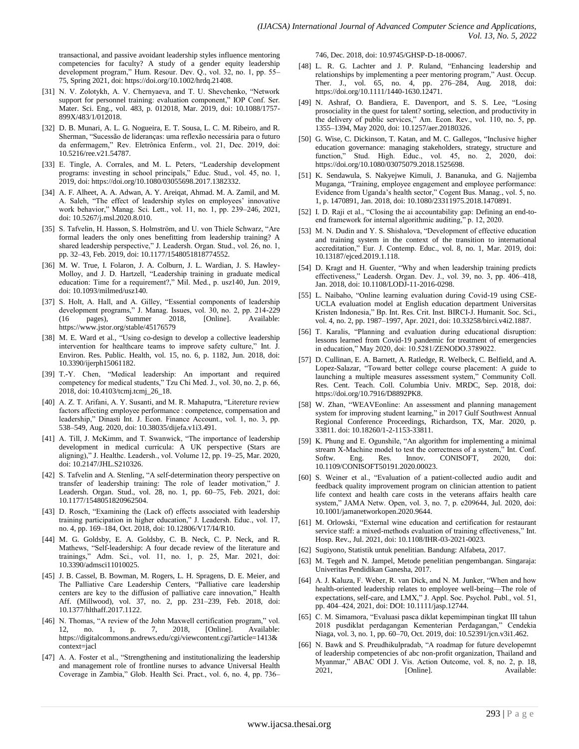transactional, and passive avoidant leadership styles influence mentoring competencies for faculty? A study of a gender equity leadership development program," Hum. Resour. Dev. Q., vol. 32, no. 1, pp. 55–75, Spring 2021, doi: https://doi.org/10.1002/hrdq.21408.

[31] N. V. Zolotykh, A. V. Chernyaeva, and T. U. Shevchenko, "Network support for personnel training: evaluation component," IOP Conf. Ser. Mater. Sci. Eng., vol. 483, p. 012018, Mar. 2019, doi: 10.1088/1757-899X/483/1/012018.

[32] D. B. Munari, A. L. G. Nogueira, E. T. Sousa, L. C. M. Ribeiro, and R. Sherman, "Sucessão de lideranças: uma reflexão necessária para o futuro da enfermagem," Rev. Eletrônica Enferm., vol. 21, Dec. 2019, doi: 10.5216/ree.v21.54787.

[33] E. Tingle, A. Corrales, and M. L. Peters, "Leadership development programs: investing in school principals," Educ. Stud., vol. 45, no. 1, 2019, doi: https://doi.org/10.1080/03055698.2017.1382332.

[34] A. F. Alheet, A. A. Adwan, A. Y. Areiqat, Ahmad. M. A. Zamil, and M. A. Saleh, "The effect of leadership styles on employees' innovative work behavior," Manag. Sci. Lett., vol. 11, no. 1, pp. 239–246, 2021, doi: 10.5267/j.msl.2020.8.010.

[35] S. Tafvelin, H. Hasson, S. Holmström, and U. von Thiele Schwarz, "Are formal leaders the only ones benefitting from leadership training? A shared leadership perspective," J. Leadersh. Organ. Stud., vol. 26, no. 1, pp. 32–43, Feb. 2019, doi: 10.1177/1548051818774552.

[36] M. W. True, I. Folaron, J. A. Colburn, J. L. Wardian, J. S. Hawley-Molloy, and J. D. Hartzell, "Leadership training in graduate medical education: Time for a requirement?," Mil. Med., p. usz140, Jun. 2019, doi: 10.1093/milmed/usz140.

[37] S. Holt, A. Hall, and A. Gilley, "Essential components of leadership development programs," J. Manag. Issues, vol. 30, no. 2, pp. 214-229 (16 pages), Summer 2018, [Online]. Available: https://www.jstor.org/stable/45176579

[38] M. E. Ward et al., "Using co-design to develop a collective leadership intervention for healthcare teams to improve safety culture," Int. J. Environ. Res. Public. Health, vol. 15, no. 6, p. 1182, Jun. 2018, doi: 10.3390/ijerph15061182.

[39] T.-Y. Chen, "Medical leadership: An important and required competency for medical students," Tzu Chi Med. J., vol. 30, no. 2, p. 66, 2018, doi: 10.4103/tcmj.tcmj_26_18.

[40] A. Z. T. Arifani, A. Y. Susanti, and M. R. Mahaputra, "Litereture review factors affecting employee performance : competence, compensation and leadership," Dinasti Int. J. Econ. Finance Account., vol. 1, no. 3, pp. 538–549, Aug. 2020, doi: 10.38035/dijefa.v1i3.491.

[41] A. Till, J. McKimm, and T. Swanwick, "The importance of leadership development in medical curricula: A UK perspective (Stars are aligning)," J. Healthc. Leadersh., vol. Volume 12, pp. 19–25, Mar. 2020, doi: 10.2147/JHL.S210326.

[42] S. Tafvelin and A. Stenling, "A self-determination theory perspective on transfer of leadership training: The role of leader motivation," J. Leadersh. Organ. Stud., vol. 28, no. 1, pp. 60–75, Feb. 2021, doi: 10.1177/1548051820962504.

[43] D. Rosch, "Examining the (Lack of) effects associated with leadership training participation in higher education," J. Leadersh. Educ., vol. 17, no. 4, pp. 169–184, Oct. 2018, doi: 10.12806/V17/I4/R10.

[44] M. G. Goldsby, E. A. Goldsby, C. B. Neck, C. P. Neck, and R. Mathews, "Self-leadership: A four decade review of the literature and trainings," Adm. Sci., vol. 11, no. 1, p. 25, Mar. 2021, doi: 10.3390/admsci11010025.

[45] J. B. Cassel, B. Bowman, M. Rogers, L. H. Spragens, D. E. Meier, and The Palliative Care Leadership Centers, "Palliative care leadership centers are key to the diffusion of palliative care innovation," Health Aff. (Millwood), vol. 37, no. 2, pp. 231–239, Feb. 2018, doi: 10.1377/hlthaff.2017.1122.

[46] N. Thomas, "A review of the John Maxwell certification program," vol. 12, no. 1, p. 7, 2018, [Online]. Available: https://digitalcommons.andrews.edu/cgi/viewcontent.cgi?article=1413&context=jacl

[47] A. A. Foster et al., "Strengthening and institutionalizing the leadership and management role of frontline nurses to advance Universal Health Coverage in Zambia," Glob. Health Sci. Pract., vol. 6, no. 4, pp. 736–746, Dec. 2018, doi: 10.9745/GHSP-D-18-00067.

[48] L. R. G. Lachter and J. P. Ruland, "Enhancing leadership and relationships by implementing a peer mentoring program," Aust. Occup. Ther. J., vol. 65, no. 4, pp. 276–284, Aug. 2018, doi: https://doi.org/10.1111/1440-1630.12471.

[49] N. Ashraf, O. Bandiera, E. Davenport, and S. S. Lee, "Losing prosociality in the quest for talent? sorting, selection, and productivity in the delivery of public services," Am. Econ. Rev., vol. 110, no. 5, pp. 1355–1394, May 2020, doi: 10.1257/aer.20180326.

[50] G. Wise, C. Dickinson, T. Katan, and M. C. Gallegos, "Inclusive higher education governance: managing stakeholders, strategy, structure and function," Stud. High. Educ., vol. 45, no. 2, 2020, doi: https://doi.org/10.1080/03075079.2018.1525698.

[51] K. Sendawula, S. Nakyejwe Kimuli, J. Bananuka, and G. Najjemba Muganga, "Training, employee engagement and employee performance: Evidence from Uganda's health sector," Cogent Bus. Manag., vol. 5, no. 1, p. 1470891, Jan. 2018, doi: 10.1080/23311975.2018.1470891.

[52] I. D. Raji et al., "Closing the ai accountability gap: Defining an end-to-end framework for internal algorithmic auditing," p. 12, 2020.

[53] M. N. Dudin and Y. S. Shishalova, "Development of effective education and training system in the context of the transition to international accreditation," Eur. J. Contemp. Educ., vol. 8, no. 1, Mar. 2019, doi: 10.13187/ejced.2019.1.118.

[54] D. Kragt and H. Guenter, "Why and when leadership training predicts effectiveness," Leadersh. Organ. Dev. J., vol. 39, no. 3, pp. 406–418, Jan. 2018, doi: 10.1108/LODJ-11-2016-0298.

[55] L. Naibaho, "Online learning evaluation during Covid-19 using CSE-UCLA evaluation model at English education department Universitas Kristen Indonesia," Bp. Int. Res. Crit. Inst. BIRCI-J. Humanit. Soc. Sci., vol. 4, no. 2, pp. 1987–1997, Apr. 2021, doi: 10.33258/birci.v4i2.1887.

[56] T. Karalis, "Planning and evaluation during educational disruption: lessons learned from Covid-19 pandemic for treatment of emergencies in education," May 2020, doi: 10.5281/ZENODO.3789022.

[57] D. Cullinan, E. A. Barnett, A. Ratledge, R. Welbeck, C. Belfield, and A. Lopez-Salazar, "Toward better college course placement: A guide to launching a multiple measures assessment system," Community Coll. Res. Cent. Teach. Coll. Columbia Univ. MRDC, Sep. 2018, doi: https://doi.org/10.7916/D8892PK8.

[58] W. Zhan, "WEAVEonline: An assessment and planning management system for improving student learning," in 2017 Gulf Southwest Annual Regional Conference Proceedings, Richardson, TX, Mar. 2020, p. 33811. doi: 10.18260/1-2-1153-33811.

[59] K. Phung and E. Ogunshile, "An algorithm for implementing a minimal stream X-Machine model to test the correctness of a system," Int. Conf. Softw. Eng. Res. Innov. CONISOFT, 2020, doi: 10.1109/CONISOFT50191.2020.00023.

[60] S. Weiner et al., "Evaluation of a patient-collected audio audit and feedback quality improvement program on clinician attention to patient life context and health care costs in the veterans affairs health care system," JAMA Netw. Open, vol. 3, no. 7, p. e209644, Jul. 2020, doi: 10.1001/jamanetworkopen.2020.9644.

[61] M. Orlowski, "External wine education and certification for restaurant service staff: a mixed-methods evaluation of training effectiveness," Int. Hosp. Rev., Jul. 2021, doi: 10.1108/IHR-03-2021-0023.

[62] Sugiyono, Statistik untuk penelitian. Bandung: Alfabeta, 2017.

[63] M. Tegeh and N. Jampel, Metode penelitian pengembangan. Singaraja: Univeritas Pendidikan Ganesha, 2017.

[64] A. J. Kaluza, F. Weber, R. van Dick, and N. M. Junker, "When and how health-oriented leadership relates to employee well-being—The role of expectations, self-care, and LMX," J. Appl. Soc. Psychol. Publ., vol. 51, pp. 404–424, 2021, doi: DOI: 10.1111/jasp.12744.

[65] C. M. Simamora, "Evaluasi pasca diklat kepemimpinan tingkat III tahun 2018 pusdiklat perdagangan Kementerian Perdagangan," Cendekia Niaga, vol. 3, no. 1, pp. 60–70, Oct. 2019, doi: 10.52391/jcn.v3i1.462.

[66] N. Bawk and S. Preudhikulpradab, "A roadmap for future developemnt of leadership competencies of abc non-profit organization, Thailand and Myanmar," ABAC ODI J. Vis. Action Outcome, vol. 8, no. 2, p. 18, 2021, [Online]. Available: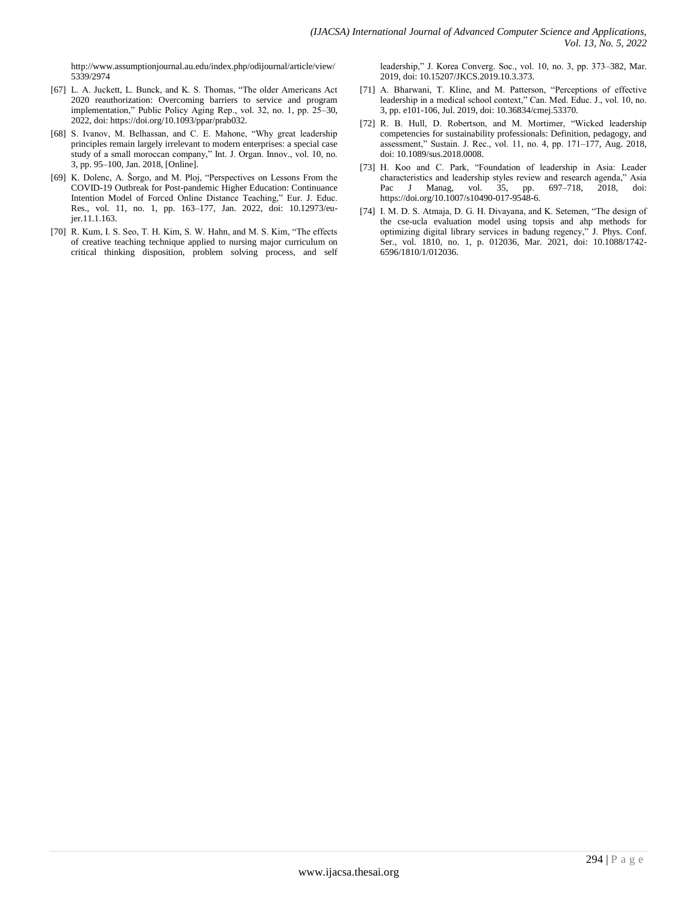http://www.assumptionjournal.au.edu/index.php/odijournal/article/view/5339/2974

[67] L. A. Juckett, L. Bunck, and K. S. Thomas, "The older Americans Act 2020 reauthorization: Overcoming barriers to service and program implementation," Public Policy Aging Rep., vol. 32, no. 1, pp. 25–30, 2022, doi: https://doi.org/10.1093/ppar/prab032.

[68] S. Ivanov, M. Belhassan, and C. E. Mahone, "Why great leadership principles remain largely irrelevant to modern enterprises: a special case study of a small moroccan company," Int. J. Organ. Innov., vol. 10, no. 3, pp. 95–100, Jan. 2018, [Online].

[69] K. Dolenc, A. Šorgo, and M. Ploj, "Perspectives on Lessons From the COVID-19 Outbreak for Post-pandemic Higher Education: Continuance Intention Model of Forced Online Distance Teaching," Eur. J. Educ. Res., vol. 11, no. 1, pp. 163–177, Jan. 2022, doi: 10.12973/eu-jer.11.1.163.

[70] R. Kum, I. S. Seo, T. H. Kim, S. W. Hahn, and M. S. Kim, "The effects of creative teaching technique applied to nursing major curriculum on critical thinking disposition, problem solving process, and self leadership," J. Korea Converg. Soc., vol. 10, no. 3, pp. 373–382, Mar. 2019, doi: 10.15207/JKCS.2019.10.3.373.

[71] A. Bharwani, T. Kline, and M. Patterson, "Perceptions of effective leadership in a medical school context," Can. Med. Educ. J., vol. 10, no. 3, pp. e101-106, Jul. 2019, doi: 10.36834/cmej.53370.

[72] R. B. Hull, D. Robertson, and M. Mortimer, "Wicked leadership competencies for sustainability professionals: Definition, pedagogy, and assessment," Sustain. J. Rec., vol. 11, no. 4, pp. 171–177, Aug. 2018, doi: 10.1089/sus.2018.0008.

[73] H. Koo and C. Park, "Foundation of leadership in Asia: Leader characteristics and leadership styles review and research agenda," Asia Pac J Manag, vol. 35, pp. 697–718, 2018, doi: https://doi.org/10.1007/s10490-017-9548-6.

[74] I. M. D. S. Atmaja, D. G. H. Divayana, and K. Setemen, "The design of the cse-ucla evaluation model using topsis and ahp methods for optimizing digital library services in badung regency," J. Phys. Conf. Ser., vol. 1810, no. 1, p. 012036, Mar. 2021, doi: 10.1088/1742-6596/1810/1/012036.